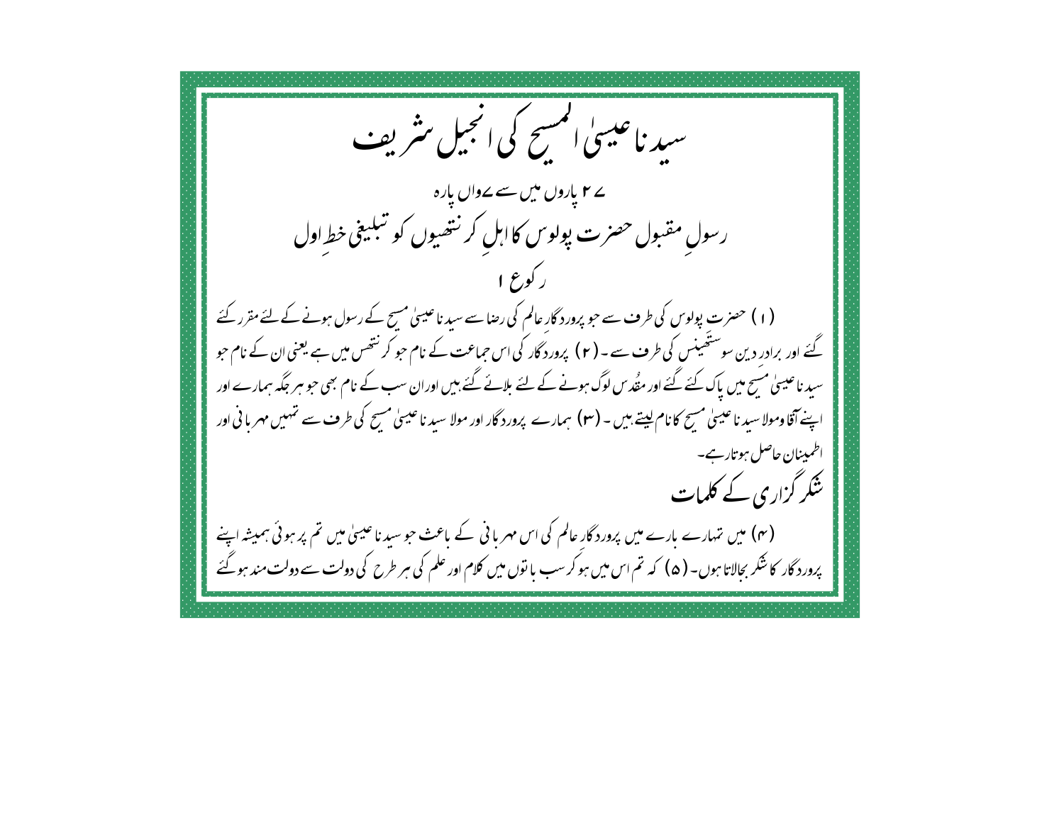# سیدنا عیسیٰ المسیح کی انجیل شریف

۲۷ پاروں میں سے ۷واں پارہ

## رسولِ مقبول حضرت پولوس کا اہلِ کرنتھیوں کو تبلیغی خطِ اول

رکوع ۱

(۱) حضرت پولوس کی طرف سے جو پروردگارِ عالم کی رضا سے سیدنا عیسیٰ مسیح کے رسول ہونے کے لئے مقرر کئے گئے اور برادرِ دین سوستھینس کی طرف سے ۔ (۲) پروردگار کی اس جماعت کے نام جو کرنتھس میں ہے یعنی ان کے نام جو سیدنا عیسیٰ مسیح میں پاک کئے گئے اور مقدس لوگ ہونے کے لئے بلائے گئے ہیں اور ان سب کے نام بھی جو ہر جگہ ہمارے اور اپنے آقا ومولا سیدنا عیسیٰ مسیح کا نام لیتے ہیں ۔ (۳) ہمارے پروردگار اور مولا سیدنا عیسیٰ مسیح کی طرف سے تمہیں مہربانی اور اطمینان حاصل ہوتا رہے۔

### شکر گزاری کے کلمات

(۴) میں تمہارے بارے میں پروردگارِ عالم کی اس مہربانی کے باعث جو سیدنا عیسیٰ میں تم پر ہوئی ہمیشہ اپنے پروردگار کا شکر بجالاتا ہوں۔ (۵) کہ تم اس میں ہو کر سب باتوں میں کلام اور علم کی ہر طرح کی دولت سے دولت مند ہو گئے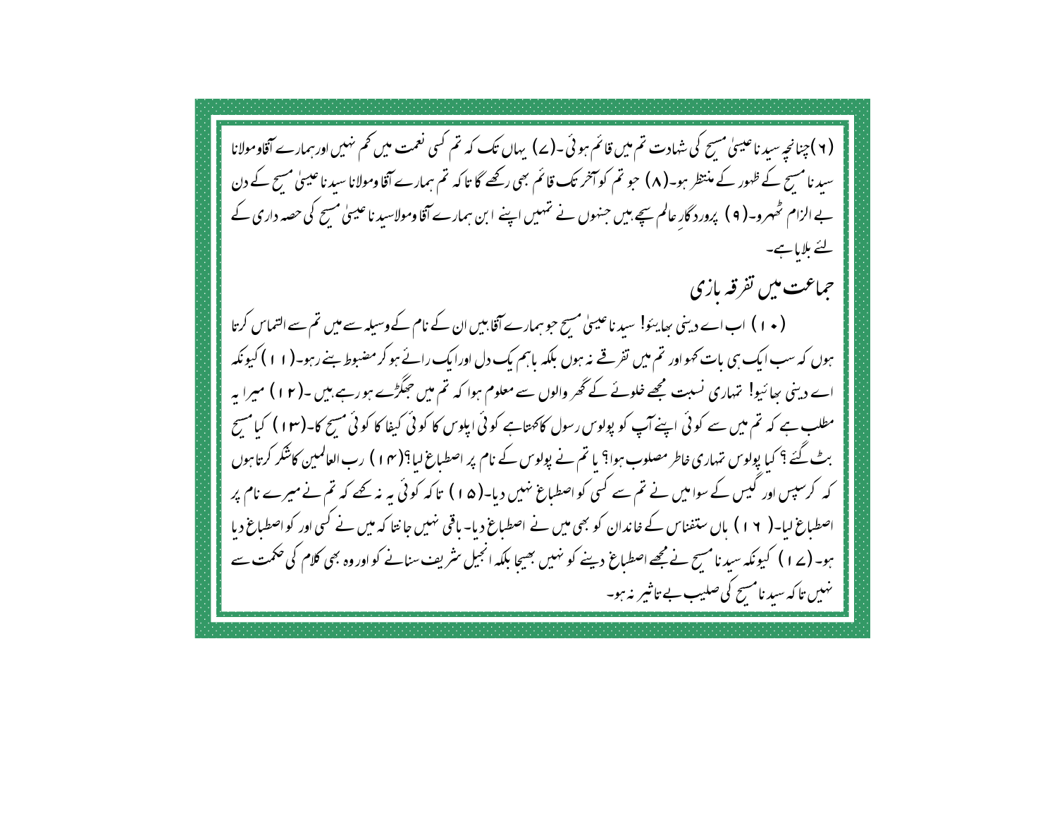(۶)چنانچہ سیدنا عیسیٰ مسیح کی شہادت تم میں قائم ہوئی ۔(۷) یہاں تک کہ تم کسی نعمت میں کم نہیں اور ہمارے آقاومولانا سیدنا مسیح کے ظہور کے منتظر ہو۔(۸) جو تم کو آخر تک قائم بھی رکھے گا تاکہ تم ہمارے آقاومولانا سیدنا عیسیٰ مسیح کے دن بے الزام ٹھہرو۔(۹) پروردگارِ عالم سچے ہیں جنہوں نے تمہیں اپنے ابن ہمارے آقاومولاسیدنا عیسیٰ مسیح کی حصہ داری کے لئے بلایا ہے۔

## جماعت میں تفرقہ بازی

(۱۰) اب اے دینی بھائیو! سیدنا عیسیٰ مسیح جو ہمارے آقا ہیں ان کے نام کے وسیلہ سے میں تم سے التماس کرتا ہوں کہ سب ایک ہی بات کہو اور تم میں تفرقے نہ ہوں بلکہ باہم یک دل اور ایک رائے ہو کر مضبوط بنے رہو۔(۱۱) کیونکہ اے دینی بھائیو! تمہاری نسبت مجھے خلوئے کے گھر والوں سے معلوم ہوا کہ تم میں جھگڑے ہو رہے ہیں ۔(۱۲) میرا یہ مطلب ہے کہ تم میں سے کوئی اپنے آپ کو پولوس رسول کا کہتا ہے کوئی اپلوس کا کوئی کیفا کا کوئی مسیح کا۔(۱۳) کیا مسیح بٹ گئے ؟ کیا پولوس تمہاری خاطر مصلوب ہوا؟ یا تم نے پولوس کے نام پر اصطباغ لیا؟(۱۴) رب العالمین کا شکر کرتا ہوں کہ کرسپس اور گیس کے سوا میں نے تم سے کسی کو اصطباغ نہیں دیا۔(۱۵) تاکہ کوئی یہ نہ کہے کہ تم نے میرے نام پر اصطباغ لیا۔(۱۶) ہاں ستفناس کے خاندان کو بھی میں نے اصطباغ دیا۔ باقی نہیں جانتا کہ میں نے کسی اور کو اصطباغ دیا ہو۔(۱۷) کیونکہ سیدنا مسیح نے مجھے اصطباغ دینے کو نہیں بھیجا بلکہ انجیل شریف سنانے کو اور وہ بھی کلام کی حکمت سے نہیں تاکہ سیدنا مسیح کی صلیب بے تاثیر نہ ہو۔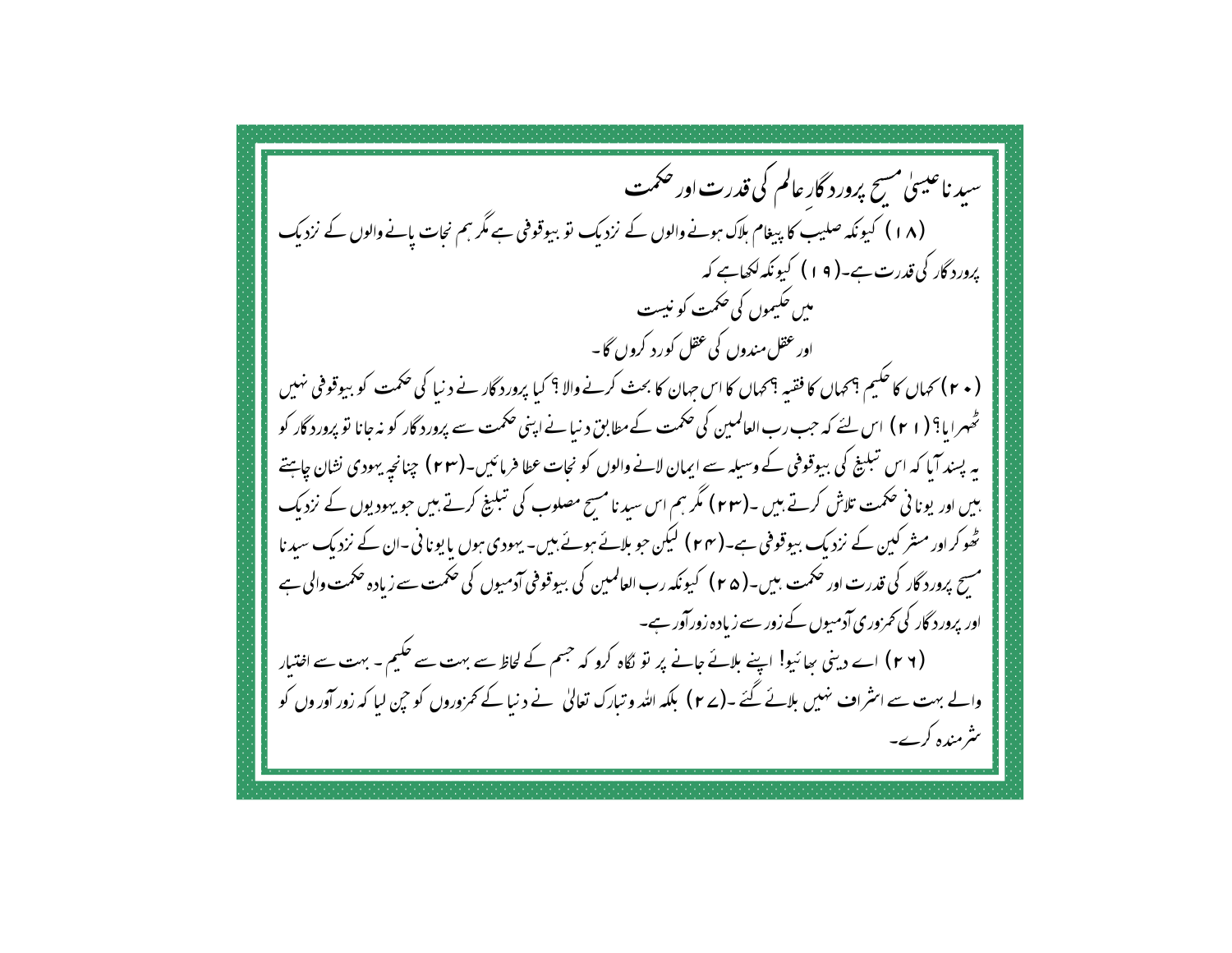## سیدنا عیسیٰ مسیح پروردگارِ عالم کی قدرت اور حکمت

(۱۸) کیونکہ صلیب کا پیغام ہلاک ہونے والوں کے نزدیک تو بیوقوفی ہے مگر ہم نجات پانے والوں کے نزدیک پروردگار کی قدرت ہے۔(۱۹) کیونکہ لکھاہے کہ

میں حکیموں کی حکمت کو نیست

اور عقل مندوں کی عقل کو رد کروں گا۔

(۲۰) کہاں کا حکیم ؟کہاں کا فقیہ ؟کہاں کا اس جہان کا بحث کرنے والا؟ کیا پروردگار نے دنیا کی حکمت کو بیوقوفی نہیں ٹھہرایا؟(۲۱) اس لئے کہ جب رب العالمین کی حکمت کے مطابق دنیا نے اپنی حکمت سے پروردگار کو نہ جانا تو پروردگار کو یہ پسند آیا کہ اس تبلیغ کی بیوقوفی کے وسیلہ سے ایمان لانے والوں کو نجات عطا فرمائیں۔(۲۲) چنانچہ یہودی نشان چاہتے ہیں اور یونانی حکمت تلاش کرتے ہیں ۔(۲۳) مگر ہم اس سیدنا مسیح مصلوب کی تبلیغ کرتے ہیں جو یہودیوں کے نزدیک ٹھوکر اور مشرکین کے نزدیک بیوقوفی ہے۔(۲۴) لیکن جو بلائے ہوئے ہیں۔ یہودی ہوں یا یونانی۔ان کے نزدیک سیدنا مسیح پروردگار کی قدرت اور حکمت ہیں۔(۲۵) کیونکہ رب العالمین کی بیوقوفی آدمیوں کی حکمت سے زیادہ حکمت والی ہے اور پروردگار کی کمزوری آدمیوں کے زور سے زیادہ زورآور ہے۔

(۲۶) اے دینی بھائیو! اپنے بلائے جانے پر تو نگاہ کرو کہ جسم کے لحاظ سے بہت سے حکیم ۔ بہت سے اختیار والے بہت سے اشراف نہیں بلائے گئے ۔(۲۷) بلکہ اللہ وتبارک تعالیٰ نے دنیا کے کمزوروں کو چن لیا کہ زور آوروں کو شرمندہ کرے۔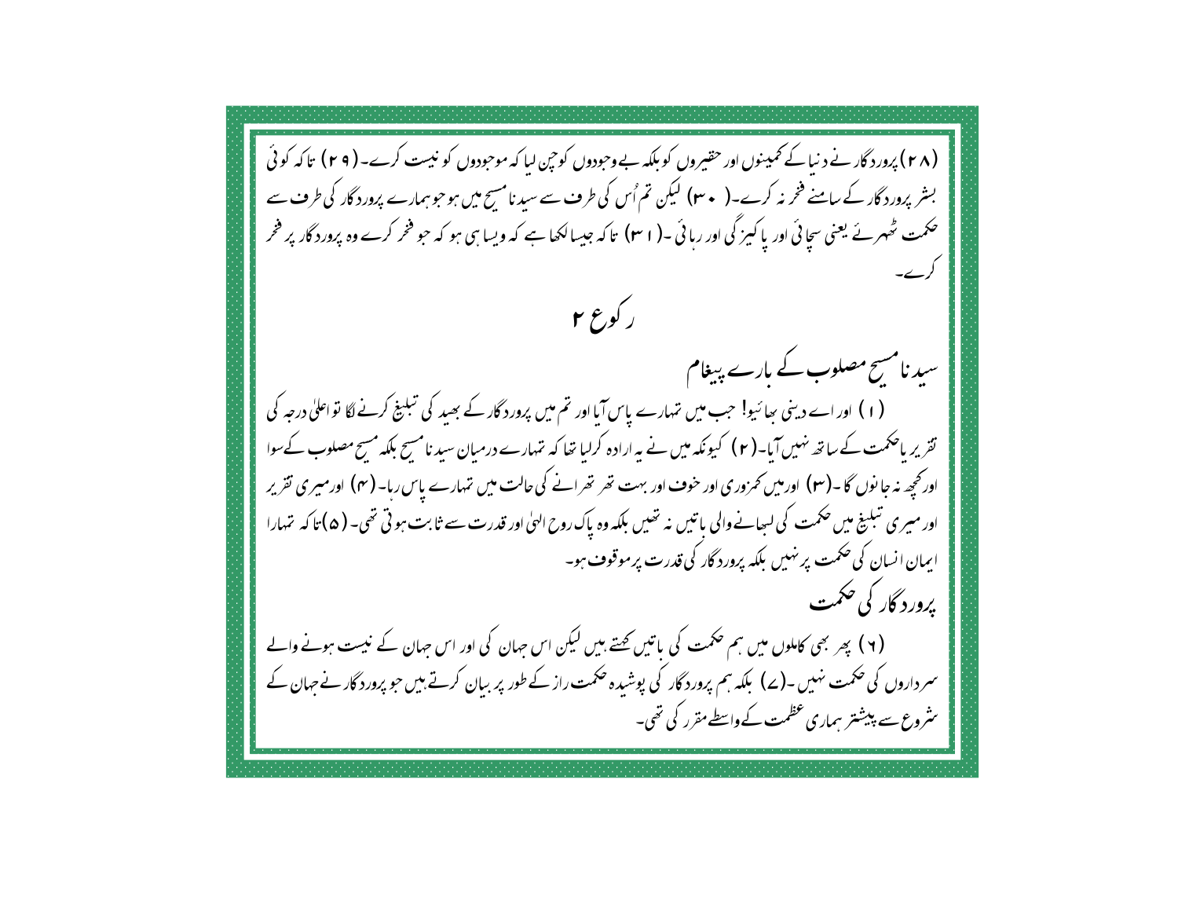(۲۸) پروردگار نے دنیا کے کمینوں اور حقیروں کو بلکہ بے وجودوں کو چن لیا کہ موجودوں کو نیست کرے۔ (۲۹) تاکہ کوئی بشر پروردگار کے سامنے فخر نہ کرے۔ (۳۰) لیکن تم اُس کی طرف سے سیدنا مسیح میں ہو جو ہمارے پروردگار کی طرف سے حکمت ٹھہرے یعنی سچائی اور پاکیزگی اور رہائی۔ (۳۱) تاکہ جیسا لکھا ہے کہ ویسا ہی ہو کہ جو فخر کرے وہ پروردگار پر فخر کرے۔

## رکوع ۲

### سیدنا مسیح مصلوب کے بارے پیغام

(۱) اور اے دینی بھائیو! جب میں تمہارے پاس آیا اور تم میں پروردگار کے بھید کی تبلیغ کرنے لگا تو اعلیٰ درجہ کی تقریر یا حکمت کے ساتھ نہیں آیا۔ (۲) کیونکہ میں نے یہ ارادہ کرلیا تھا کہ تمہارے درمیان سیدنا مسیح بلکہ مسیح مصلوب کے سوا اور کچھ نہ جانوں گا۔ (۳) اور میں کمزوری اور خوف اور بہت تھر تھرانے کی حالت میں تمہارے پاس رہا۔ (۴) اور میری تقریر اور میری تبلیغ میں حکمت کی لبھانے والی باتیں نہ تھیں بلکہ وہ پاک روح الہیٰ اور قدرت سے ثابت ہوتی تھی۔ (۵) تاکہ تمہارا ایمان انسان کی حکمت پر نہیں بلکہ پروردگار کی قدرت پر موقوف ہو۔

### پروردگار کی حکمت

(۶) پھر بھی کاملوں میں ہم حکمت کی باتیں کہتے ہیں لیکن اس جہان کی اور اس جہان کے نیست ہونے والے سرداروں کی حکمت نہیں۔ (۷) بلکہ ہم پروردگار کی پوشیدہ حکمت راز کے طور پر بیان کرتے ہیں جو پروردگار نے جہان کے شروع سے پیشتر ہماری عظمت کے واسطے مقرر کی تھی۔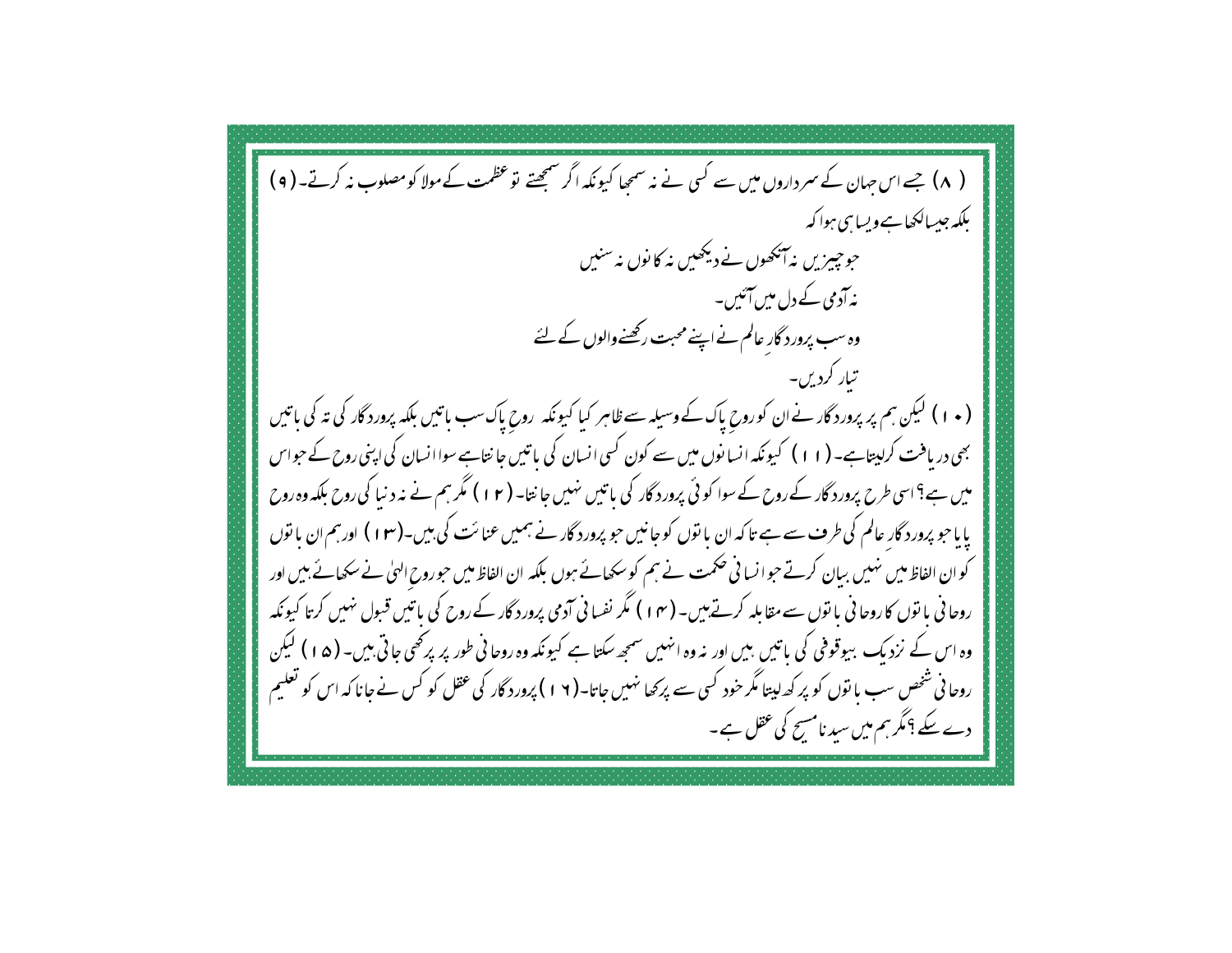(۸) جسے اس جہان کے سرداروں میں سے کسی نے نہ سمجھا کیونکہ اگر سمجھتے تو عظمت کے مولا کو مصلوب نہ کرتے۔ (۹) بلکہ جیسا لکھا ہے ویسا ہی ہوا کہ

جو چیزیں نہ آنکھوں نے دیکھیں نہ کانوں نہ سنیں
نہ آدمی کے دل میں آئیں۔
وہ سب پروردگارِ عالم نے اپنے محبت رکھنے والوں کے لئے
تیار کردیں۔

(۱۰) لیکن ہم پر پروردگار نے ان کو روحِ پاک کے وسیلہ سے ظاہر کیا کیونکہ روحِ پاک سب باتیں بلکہ پروردگار کی تہ کی باتیں بھی دریافت کرلیتا ہے۔ (۱۱) کیونکہ انسانوں میں سے کون کسی انسان کی باتیں جانتا ہے سوا انسان کی اپنی روح کے جو اس میں ہے؟ اسی طرح پروردگار کے روح کے سوا کوئی پروردگار کی باتیں نہیں جانتا۔ (۱۲) مگر ہم نے نہ دنیا کی روح بلکہ وہ روح پایا جو پروردگارِ عالم کی طرف سے ہے تاکہ ان باتوں کو جانیں جو پروردگار نے ہمیں عنائت کی ہیں۔ (۱۳) اور ہم ان باتوں کو ان الفاظ میں نہیں بیان کرتے جو انسانی حکمت نے ہم کو سکھائے ہوں بلکہ ان الفاظ میں جو روح الہیٰ نے سکھائے ہیں اور روحانی باتوں کا روحانی باتوں سے مقابلہ کرتے ہیں۔ (۱۴) مگر نفسانی آدمی پروردگار کے روح کی باتیں قبول نہیں کرتا کیونکہ وہ اس کے نزدیک بیوقوفی کی باتیں ہیں اور نہ وہ انہیں سمجھ سکتا ہے کیونکہ وہ روحانی طور پر پرکھی جاتی ہیں۔ (۱۵) لیکن روحانی شخص سب باتوں کو پرکھ لیتا مگر خود کسی سے پرکھا نہیں جاتا۔ (۱۶) پروردگار کی عقل کو کس نے جانا کہ اس کو تعلیم دے سکے؟ مگر ہم میں سیدنا مسیح کی عقل ہے۔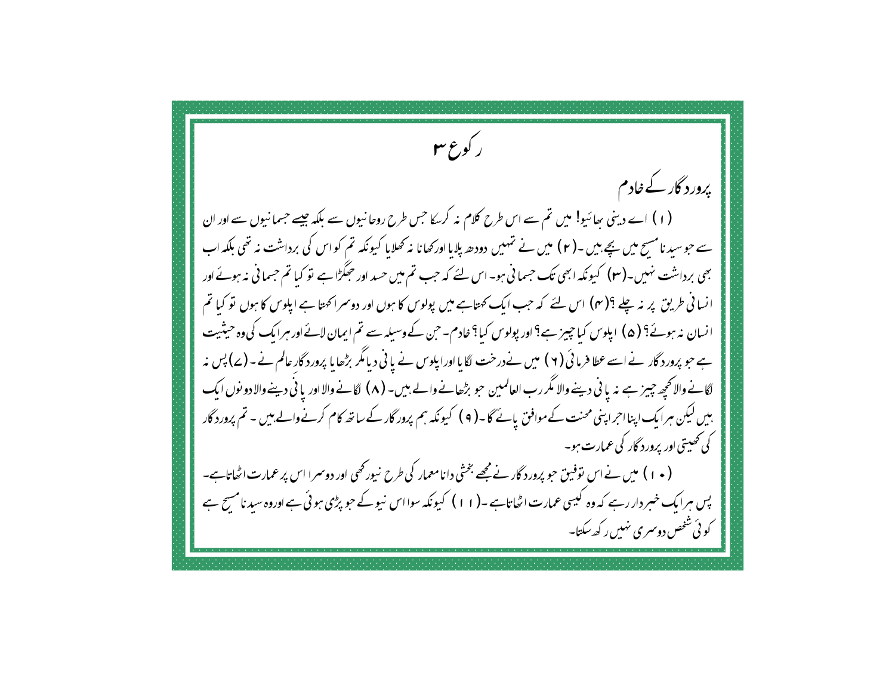# رکوع ۳

## پروردگار کے خادم

(۱) اے دینی بھائیو! میں تم سے اس طرح کلام نہ کرسکا جس طرح روحانیوں سے بلکہ جیسے جسمانیوں سے اور ان سے جو سیدنا مسیح میں بچے ہیں ۔(۲) میں نے تمہیں دودھ پلایا اورکھانا نہ کھلایا کیونکہ تم کو اس کی برداشت نہ تھی بلکہ اب بھی برداشت نہیں۔(۳) کیونکہ ابھی تک جسمانی ہو۔ اس لئے کہ جب تم میں حسد اور جھگڑا ہے تو کیا تم جسمانی نہ ہوئے اور انسانی طریق پر نہ چلے ؟(۴) اس لئے کہ جب ایک کہتا ہے میں پولوس کا ہوں اور دوسرا کہتا ہے اپلوس کا ہوں تو کیا تم انسان نہ ہوئے؟ (۵) اپلوس کیا چیز ہے؟ اور پولوس کیا؟ خادم۔ جن کے وسیلہ سے تم ایمان لائے اور ہر ایک کی وہ حیثیت ہے جو پروردگار نے اسے عطا فرمائی (۶) میں نے درخت لگایا اور اپلوس نے پانی دیا مگر بڑھایا پروردگارِ عالم نے ۔(۷) پس نہ لگانے والا کچھ چیز ہے نہ پانی دینے والا مگر رب العالمین جو بڑھانے والے ہیں۔ (۸) لگانے والا اور پانی دینے والا دونوں ایک ہیں لیکن ہر ایک اپنا اجر اپنی محنت کے موافق پائے گا ۔(۹) کیونکہ ہم پرورگار کے ساتھ کام کرنے والے ہیں ۔ تم پروردگار کی کھیتی اور پروردگار کی عمارت ہو۔

(۱۰) میں نے اس توفیق جو پروردگار نے مجھے بخشی دانا معمار کی طرح نیو رکھی اور دوسرا اس پر عمارت اٹھاتا ہے۔ پس ہر ایک خبردار رہے کہ وہ کیسی عمارت اٹھاتا ہے ۔(۱۱) کیونکہ سوا اس نیو کے جو پڑی ہوئی ہے اور وہ سیدنا مسیح ہے کوئی شخص دوسری نہیں رکھ سکتا۔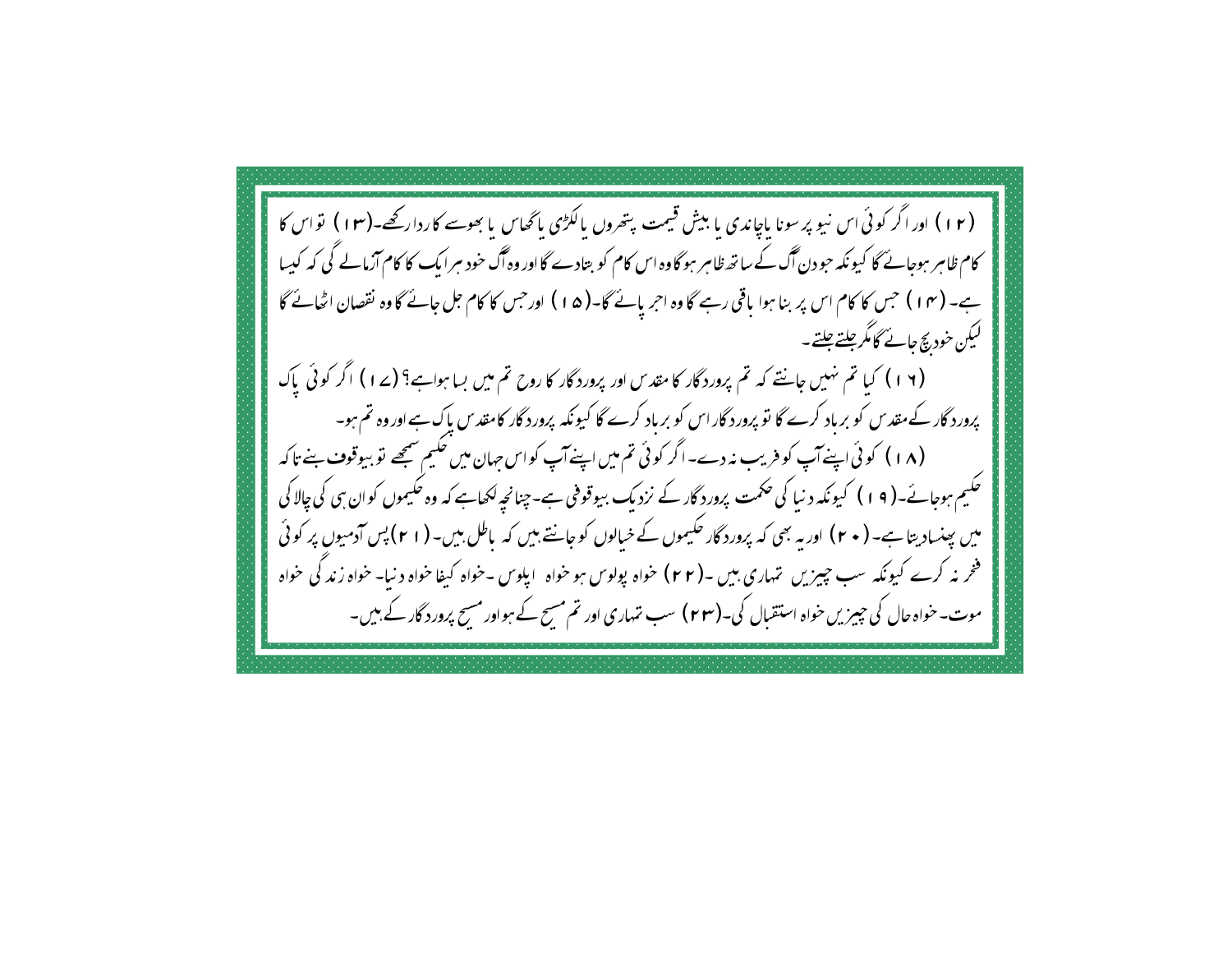(۱۲) اور اگر کوئی اس نیو پر سونا یاچاندی یا بیش قیمت پتھروں یالکڑی یا گھاس یا بھوسے کا ردا رکھے۔(۱۳) تو اس کا کام ظاہر ہوجائے گا کیونکہ جو دن آگ کے ساتھ ظاہر ہو گا وہ اس کام کو بتادے گا اور وہ آگ خود ہر ایک کا کام آزمالے گی کہ کیسا ہے۔ (۱۴) جس کا کام اس پر بنا ہوا باقی رہے گا وہ اجر پائے گا۔(۱۵) اور جس کا کام جل جائے گا وہ نقصان اٹھائے گا لیکن خود بچ جائے گا مگر جلتے جلتے۔

(۱۶) کیا تم نہیں جانتے کہ تم پروردگار کا مقدس اور پروردگار کا روح تم میں بسا ہواہے؟ (۱۷) اگر کوئی پاک پروردگار کے مقدس کو برباد کرے گا تو پروردگار اس کو برباد کرے گا کیونکہ پروردگار کا مقدس پاک ہے اور وہ تم ہو۔

(۱۸) کوئی اپنے آپ کو فریب نہ دے۔ اگر کوئی تم میں اپنے آپ کو اس جہان میں حکیم سمجھے تو بیوقوف بنے تا کہ حکیم ہوجائے۔(۱۹) کیونکہ دنیا کی حکمت پروردگار کے نزدیک بیوقوفی ہے۔ چنانچہ لکھاہے کہ وہ حکیموں کو ان ہی کی چالاکی میں پھنسادیتا ہے۔ (۲۰) اور یہ بھی کہ پروردگار حکیموں کے خیالوں کو جانتے ہیں کہ باطل ہیں۔ (۲۱) پس آدمیوں پر کوئی فخر نہ کرے کیونکہ سب چیزیں تمہاری ہیں۔(۲۲) خواہ پولوس ہو خواہ اپلوس۔ خواہ کیفا خواہ دنیا۔ خواہ زندگی خواہ موت۔ خواہ حال کی چیزیں خواہ استقبال کی۔(۲۳) سب تمہاری اور تم مسیح کے ہو اور مسیح پروردگار کے ہیں۔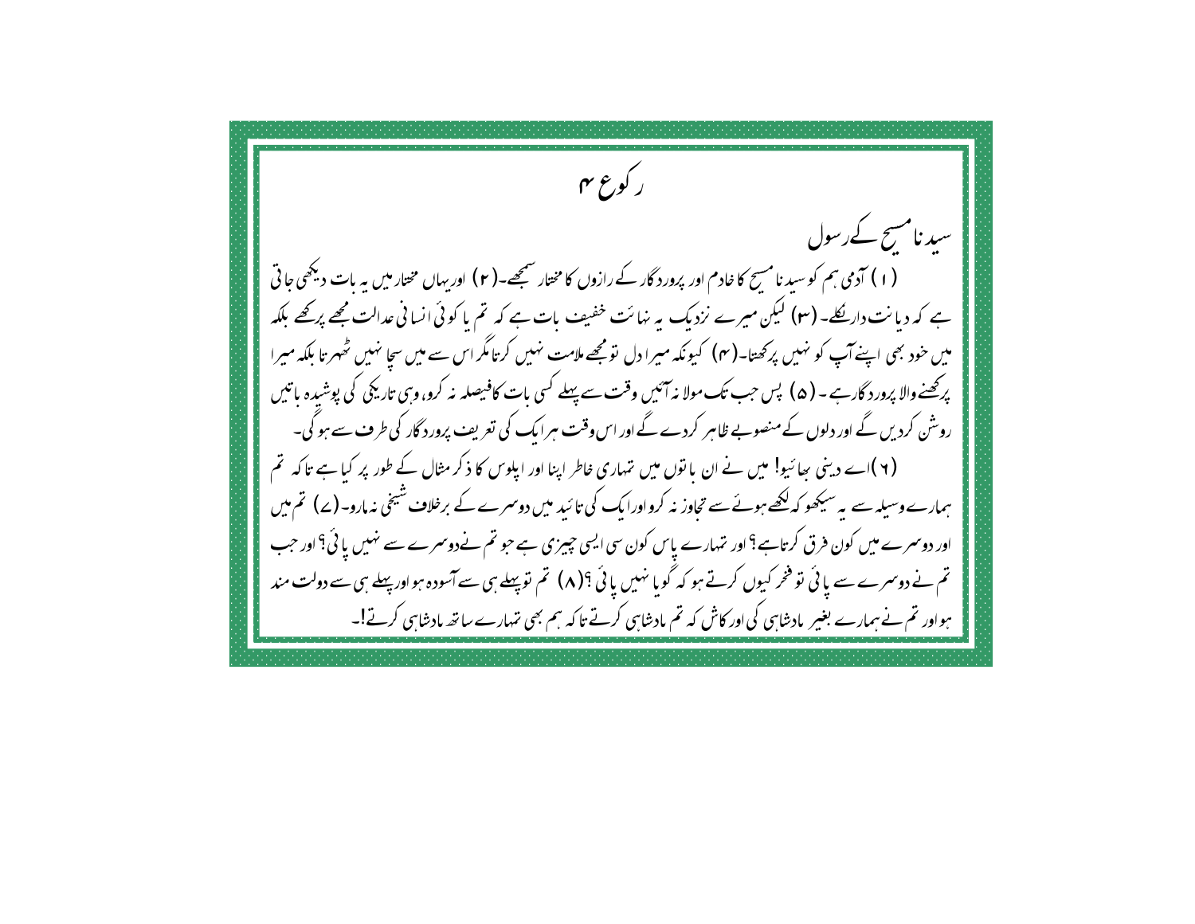# رکوع ۴

## سیدنا مسیح کے رسول

(۱) آدمی ہم کو سیدنا مسیح کا خادم اور پروردگار کے رازوں کا مختار سمجھے۔(۲) اور یہاں مختار میں یہ بات دیکھی جاتی ہے کہ دیانت دار نکلے۔ (۳) لیکن میرے نزدیک یہ نہائت خفیف بات ہے کہ تم یا کوئی انسانی عدالت مجھے پرکھے بلکہ میں خود بھی اپنے آپ کو نہیں پرکھتا۔(۴) کیونکہ میرا دل تومجھے ملامت نہیں کرتا مگر اس سے میں سچا نہیں ٹھہرتا بلکہ میرا پرکھنے والا پروردگار ہے۔ (۵) پس جب تک مولا نہ آئیں وقت سے پہلے کسی بات کافیصلہ نہ کرو، وہی تاریکی کی پوشیدہ باتیں روشن کردیں گے اور دلوں کے منصوبے ظاہر کردے گے اور اس وقت ہر ایک کی تعریف پروردگار کی طرف سے ہو گی۔

(۶)اے دینی بھائیو! میں نے ان باتوں میں تمہاری خاطر اپنا اور اپلوس کا ذکر مثال کے طور پر کیا ہے تا کہ تم ہمارے وسیلہ سے یہ سیکھو کہ لکھے ہوئے سے تجاوز نہ کرو اور ایک کی تائید میں دوسرے کے برخلاف شیخی نہ مارو۔(۷) تم میں اور دوسرے میں کون فرق کرتاہے؟ اور تمہارے پاس کون سی ایسی چیز ہے جو تم نےدوسرے سے نہیں پائی؟ اور جب تم نے دوسرے سے پائی تو فخر کیوں کرتے ہو کہ گویا نہیں پائی؟(۸) تم توپہلے ہی سے آسودہ ہو اور پہلے ہی سے دولت مند ہو اور تم نے ہمارے بغیر بادشاہی کی اور کاش کہ تم بادشاہی کرتے تا کہ ہم بھی تمہارے ساتھ بادشاہی کرتے!۔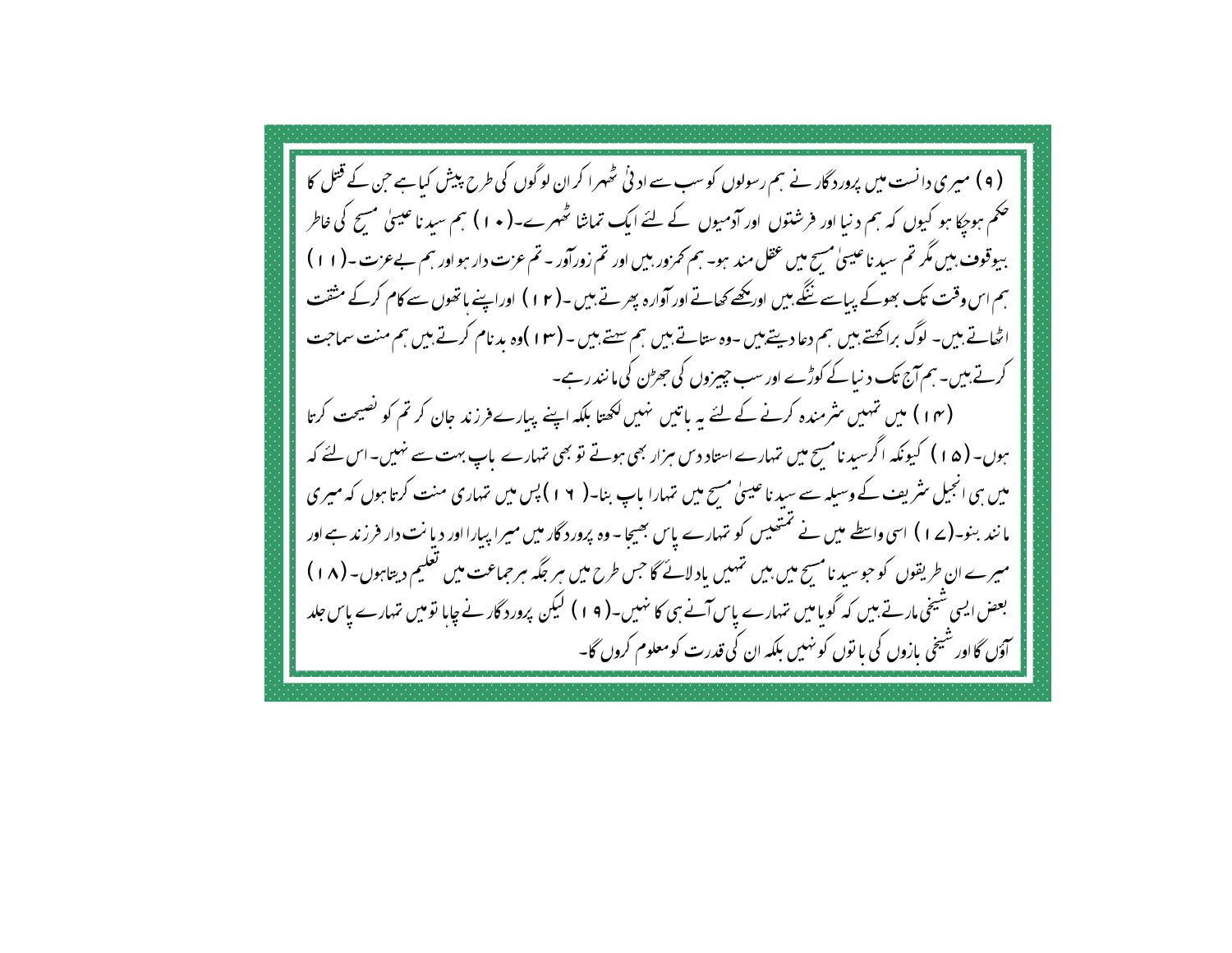(۹) میری دانست میں پروردگار نے ہم رسولوں کو سب سے ادنیٰ ٹھہرا کر ان لوگوں کی طرح پیش کیا ہے جن کے قتل کا حکم ہوچکا ہو کیوں کہ ہم دنیا اور فرشتوں اور آدمیوں کے لئے ایک تماشا ٹھہرے۔(۱۰) ہم سیدنا عیسیٰ مسیح کی خاطر بیوقوف ہیں مگر تم سیدنا عیسیٰ مسیح میں عقل مند ہو۔ ہم کمزور ہیں اور تم زورآور۔ تم عزت دار ہو اور ہم بےعزت۔(۱۱) ہم اس وقت تک بھوکے پیاسے ننگے ہیں اورمکے کھاتے اور آوارہ پھرتے ہیں۔(۱۲) اور اپنے ہاتھوں سے کام کر کے مشقت اٹھاتے ہیں۔ لوگ برا کہتے ہیں ہم دعا دیتے ہیں۔وہ ستاتے ہیں ہم سہتے ہیں۔(۱۳)وہ بدنام کرتے ہیں ہم منت سماجت کرتے ہیں۔ ہم آج تک دنیا کے کوڑے اور سب چیزوں کی جھڑن کی مانند رہے۔

(۱۴) میں تمہیں شرمندہ کرنے کے لئے یہ باتیں نہیں لکھتا بلکہ اپنے پیارے فرزند جان کر تم کو نصیحت کرتا ہوں۔(۱۵) کیونکہ اگر سیدنا مسیح میں تمہارے استاد دس ہزار بھی ہوتے تو بھی تمہارے باپ بہت سے نہیں۔ اس لئے کہ میں ہی انجیل شریف کے وسیلہ سے سیدنا عیسیٰ مسیح میں تمہارا باپ بنا۔(۱۶) پس میں تمہاری منت کرتا ہوں کہ میری مانند بنو۔(۱۷) اسی واسطے میں نے تمتھیس کو تمہارے پاس بھیجا۔ وہ پروردگار میں میرا پیارا اور دیانت دار فرزند ہے اور میرے ان طریقوں کو جو سیدنا مسیح میں ہیں تمہیں یاد دلائے گا جس طرح میں ہر جگہ ہر جماعت میں تعلیم دیتا ہوں۔(۱۸) بعض ایسی شیخی مارتے ہیں کہ گویا میں تمہارے پاس آنے ہی کا نہیں۔(۱۹) لیکن پروردگار نے چاہا تو میں تمہارے پاس جلد آؤں گا اور شیخی بازوں کی باتوں کو نہیں بلکہ ان کی قدرت کو معلوم کروں گا۔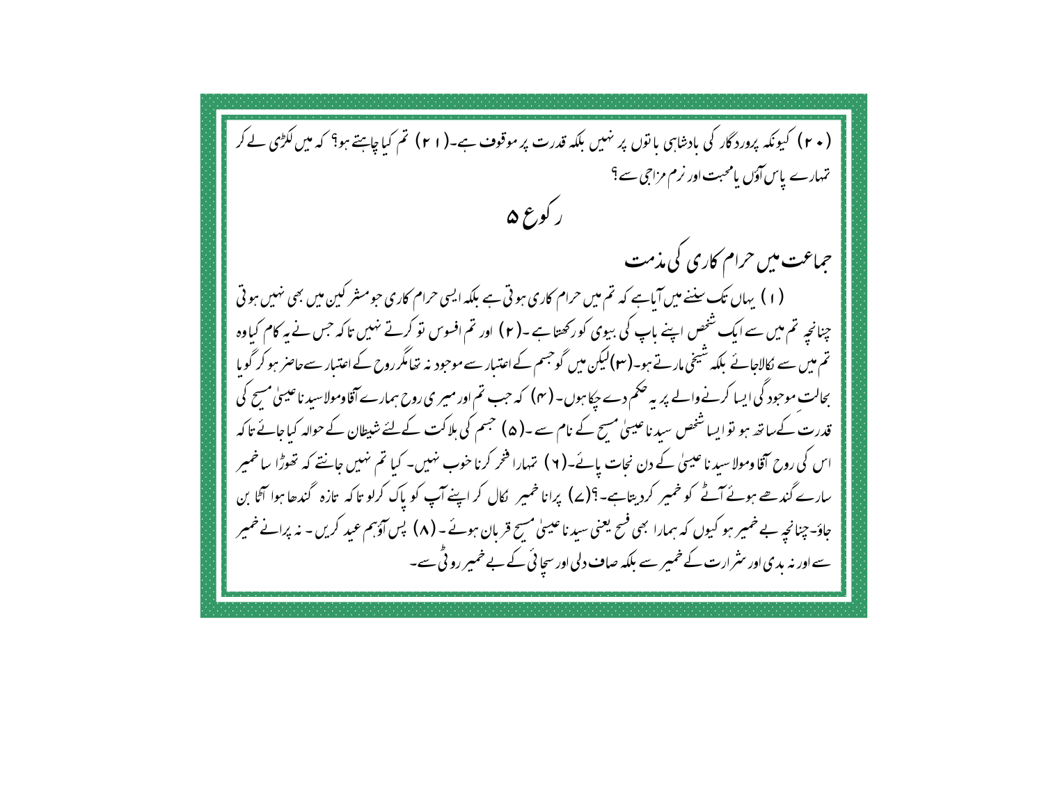(۲۰) کیونکہ پروردگار کی بادشاہی باتوں پر نہیں بلکہ قدرت پر موقوف ہے۔(۲۱) تم کیا چاہتے ہو؟ کہ میں لکڑی لے کر تمہارے پاس آؤں یا محبت اور نرم مزاجی سے؟

## رکوع ۵

### جماعت میں حرام کاری کی مذمت

(۱) یہاں تک سننے میں آیا ہے کہ تم میں حرام کاری ہوتی ہے بلکہ ایسی حرام کاری جو مشرکین میں بھی نہیں ہوتی چنانچہ تم میں سے ایک شخص اپنے باپ کی بیوی کو رکھتا ہے۔(۲) اور تم افسوس تو کرتے نہیں تاکہ جس نے یہ کام کیا وہ تم میں سے نکالا جائے بلکہ شیخی مارتے ہو۔(۳) لیکن میں گو جسم کے اعتبار سے موجود نہ تھا مگر روح کے اعتبار سے حاضر ہو کر گویا بحالتِ موجودگی ایسا کرنے والے پر یہ حکم دے چکا ہوں۔(۴) کہ جب تم اور میری روح ہمارے آقا ومولا سیدنا عیسیٰ مسیح کی قدرت کے ساتھ ہو تو ایسا شخص سیدنا عیسیٰ مسیح کے نام سے۔(۵) جسم کی ہلاکت کے لئے شیطان کے حوالہ کیا جائے تاکہ اس کی روح آقا ومولا سیدنا عیسیٰ کے دن نجات پائے۔(۶) تمہارا فخر کرنا خوب نہیں۔ کیا تم نہیں جانتے کہ تھوڑا سا خمیر سارے گندھے ہوئے آٹے کو خمیر کر دیتا ہے۔؟(۷) پرانا خمیر نکال کر اپنے آپ کو پاک کر لو تاکہ تازہ گندھا ہوا آٹا بن جاؤ۔چنانچہ بے خمیر ہو کیوں کہ ہمارا بھی فسح یعنی سیدنا عیسیٰ مسیح قربان ہوئے۔(۸) پس آؤ ہم عید کریں۔ نہ پرانے خمیر سے اور نہ بدی اور شرارت کے خمیر سے بلکہ صاف دلی اور سچائی کے بے خمیر روٹی سے۔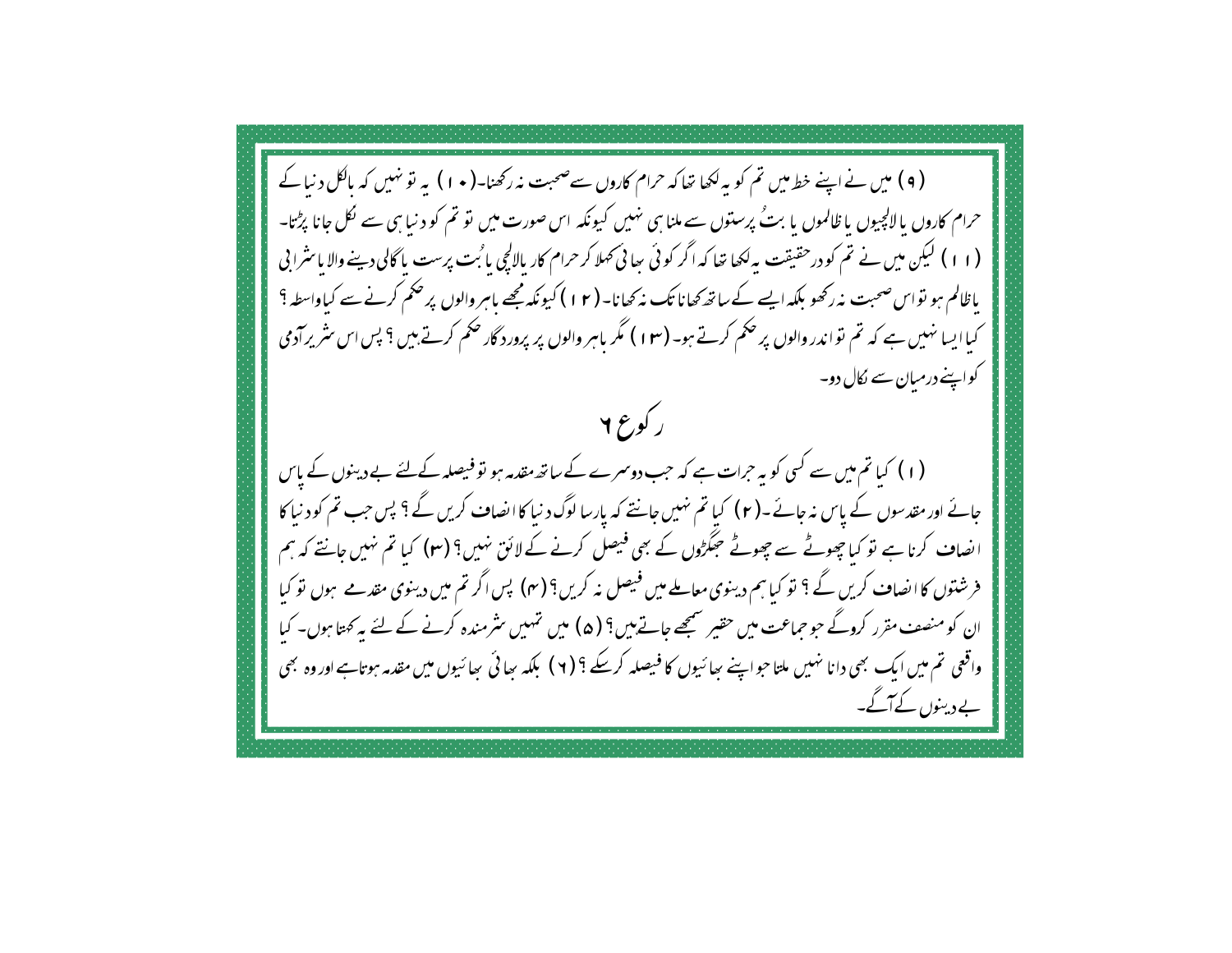(۹) میں نے اپنے خط میں تم کو یہ لکھا تھا کہ حرام کاروں سے صحبت نہ رکھنا۔(۱۰) یہ تو نہیں کہ بالکل دنیا کے حرام کاروں یا لالچیوں یا ظالموں یا بتُ پرستوں سے ملنا ہی نہیں کیونکہ اس صورت میں تو تم کو دنیا ہی سے نکل جانا پڑتا۔ (۱۱) لیکن میں نے تم کو درحقیقت یہ لکھا تھا کہ اگر کوئی بھائی کہلا کر حرام کار یا لالچی یا بُت پرست یا گالی دینے والا یا شرابی یا ظالم ہو تو اس صحبت نہ رکھو بلکہ ایسے کے ساتھ کھانا تک نہ کھانا۔(۱۲) کیونکہ مجھے باہر والوں پر حکم کرنے سے کیا واسطہ ؟ کیا ایسا نہیں ہے کہ تم تو اندر والوں پر حکم کرتے ہو۔(۱۳) مگر باہر والوں پر پروردگار حکم کرتے ہیں ؟ پس اس شریر آدمی کو اپنے درمیان سے نکال دو۔

## رکوع ۶

(۱) کیا تم میں سے کسی کو یہ جرات ہے کہ جب دوسرے کے ساتھ مقدمہ ہو تو فیصلہ کے لئے بے دینوں کے پاس جائے اور مقدسوں کے پاس نہ جائے ۔(۲) کیا تم نہیں جانتے کہ پارسا لوگ دنیا کا انصاف کریں گے ؟ پس جب تم کو دنیا کا انصاف کرنا ہے تو کیا چھوٹے سے چھوٹے جھگڑوں کے بھی فیصل کرنے کے لائق نہیں؟ (۳) کیا تم نہیں جانتے کہ ہم فرشتوں کا انصاف کریں گے ؟ تو کیا ہم دینوی معاملے میں فیصل نہ کریں؟(۴) پس اگر تم میں دینوی مقدمے ہوں تو کیا ان کو منصف مقرر کروگے جو جماعت میں حقیر سمجھے جاتےہیں؟ (۵) میں تمہیں شرمندہ کرنے کے لئے یہ کہتا ہوں۔ کیا واقعی تم میں ایک بھی دانا نہیں ملتا جو اپنے بھائیوں کا فیصلہ کرسکے ؟(۶) بلکہ بھائی بھائیوں میں مقدمہ ہوتاہے اور وہ بھی بے دینوں کے آگے۔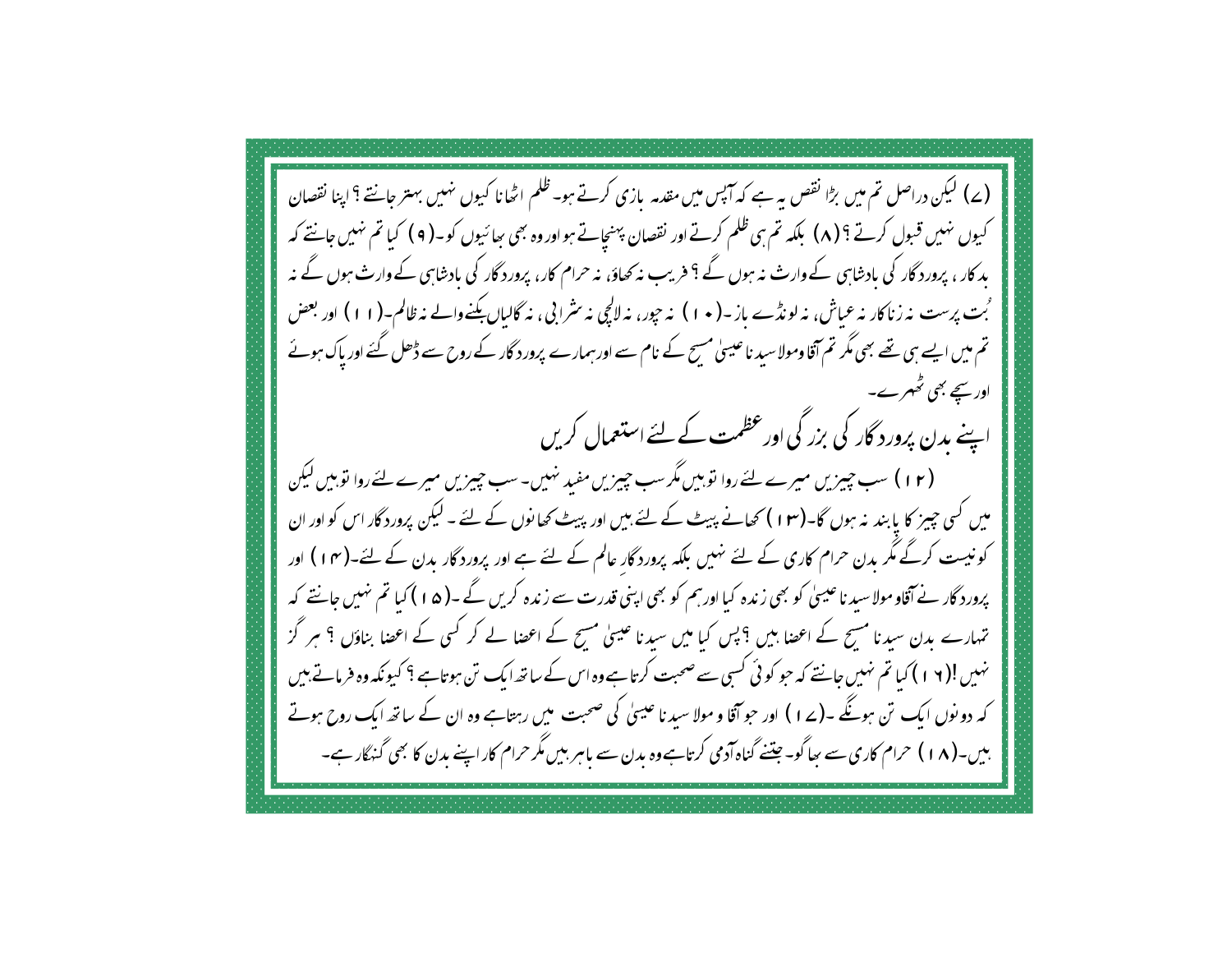(۷) لیکن دراصل تم میں بڑا نقص یہ ہے کہ آپس میں مقدمہ بازی کرتے ہو۔ ظلم اٹھانا کیوں نہیں بہتر جانتے ؟ اپنا نقصان کیوں نہیں قبول کرتے ؟ (۸) بلکہ تم ہی ظلم کرتے اور نقصان پہنچاتے ہو اور وہ بھی بھائیوں کو۔ (۹) کیا تم نہیں جانتے کہ بدکار، پروردگار کی بادشاہی کے وارث نہ ہوں گے ؟ فریب نہ کھاؤ، نہ حرام کار، پروردگار کی بادشاہی کے وارث ہوں گے نہ بُت پرست نہ زناکار نہ عیاش، نہ لونڈے باز۔ (۱۰) نہ چور، نہ لالچی نہ شرابی، نہ گالیاں بکنے والے نہ ظالم۔ (۱۱) اور بعض تم میں ایسے ہی تھے بھی مگر تم آقا و مولا سیدنا عیسیٰ مسیح کے نام سے اور ہمارے پروردگار کے روح سے دُھل گئے اور پاک ہوئے اور سچے بھی ٹھہرے۔

## اپنے بدن پروردگار کی بزرگی اور عظمت کے لئے استعمال کریں

(۱۲) سب چیزیں میرے لئے روا تو ہیں مگر سب چیزیں مفید نہیں۔ سب چیزیں میرے لئے روا تو ہیں لیکن میں کسی چیز کا پابند نہ ہوں گا۔ (۱۳) کھانے پیٹ کے لئے ہیں اور پیٹ کھانوں کے لئے۔ لیکن پروردگار اس کو اور ان کو نیست کرے گا مگر بدن حرام کاری کے لئے نہیں بلکہ پروردگارِ عالم کے لئے ہے اور پروردگار بدن کے لئے۔ (۱۴) اور پروردگار نے آقا و مولا سیدنا عیسیٰ کو بھی زندہ کیا اور ہم کو بھی اپنی قدرت سے زندہ کریں گے۔ (۱۵) کیا تم نہیں جانتے کہ تمہارے بدن سیدنا مسیح کے اعضا ہیں ؟ پس کیا میں سیدنا عیسیٰ مسیح کے اعضا لے کر کسی کے اعضا بناؤں ؟ ہرگز نہیں! (۱۶) کیا تم نہیں جانتے کہ جو کوئی کسی سے صحبت کرتا ہے وہ اس کے ساتھ ایک تن ہوتا ہے ؟ کیونکہ وہ فرماتے ہیں کہ دونوں ایک تن ہونگے۔ (۱۷) اور جو آقا و مولا سیدنا عیسیٰ کی صحبت میں رہتا ہے وہ ان کے ساتھ ایک روح ہوتے ہیں۔ (۱۸) حرام کاری سے بھاگو۔ جتنے گناہ آدمی کرتا ہے وہ بدن سے باہر ہیں مگر حرام کار اپنے بدن کا بھی گنہگار ہے۔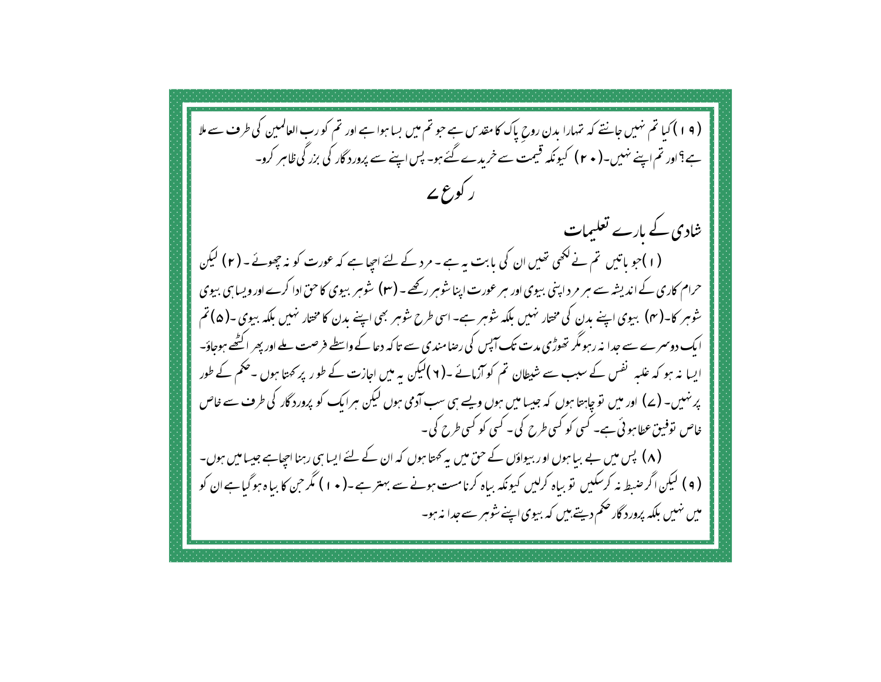(۱۹) کیا تم نہیں جانتے کہ تمہارا بدن روحِ پاک کا مقدس ہے جو تم میں بسا ہوا ہے اور تم کو رب العالمین کی طرف سے ملا ہے؟ اور تم اپنے نہیں۔(۲۰) کیونکہ قیمت سے خریدے گئے ہو۔ پس اپنے سے پروردگار کی بزرگی ظاہر کرو۔

## رکوع ۷

### شادی کے بارے تعلیمات

(۱) جو باتیں تم نے لکھی تھیں ان کی بابت یہ ہے ۔ مرد کے لئے اچھا ہے کہ عورت کو نہ چھوئے ۔ (۲) لیکن حرام کاری کے اندیشہ سے ہر مرد اپنی بیوی اور ہر عورت اپنا شوہر رکھے ۔ (۳) شوہر بیوی کا حق ادا کرے اور ویسا ہی بیوی شوہر کا۔(۴) بیوی اپنے بدن کی مختار نہیں بلکہ شوہر ہے۔ اسی طرح شوہر بھی اپنے بدن کا مختار نہیں بلکہ بیوی ۔(۵) تم ایک دوسرے سے جدا نہ رہو مگر تھوڑی مدت تک آپس کی رضامندی سے تا کہ دعا کے واسطے فرصت ملے اور پھر اکٹھے ہوجاؤ۔ ایسا نہ ہو کہ غلبہ نفس کے سبب سے شیطان تم کو آزمائے ۔(۶) لیکن یہ میں اجازت کے طور پر کہتا ہوں ۔ حکم کے طور پر نہیں۔ (۷) اور میں تو چاہتا ہوں کہ جیسا میں ہوں ویسے ہی سب آدمی ہوں لیکن ہر ایک کو پروردگار کی طرف سے خاص خاص توفیق عطا ہوئی ہے۔ کسی کو کسی طرح کی ۔ کسی کو کسی طرح کی ۔

(۸) پس میں بے بیاہوں اور بیواؤں کے حق میں یہ کہتا ہوں کہ ان کے لئے ایسا ہی رہنا اچھا ہے جیسا میں ہوں۔ (۹) لیکن اگر ضبط نہ کرسکیں تو بیاہ کرلیں کیونکہ بیاہ کرنا مست ہونے سے بہتر ہے ۔(۱۰) مگر جن کا بیاہ ہوگیا ہے ان کو میں نہیں بلکہ پروردگار حکم دیتے ہیں کہ بیوی اپنے شوہر سے جدا نہ ہو۔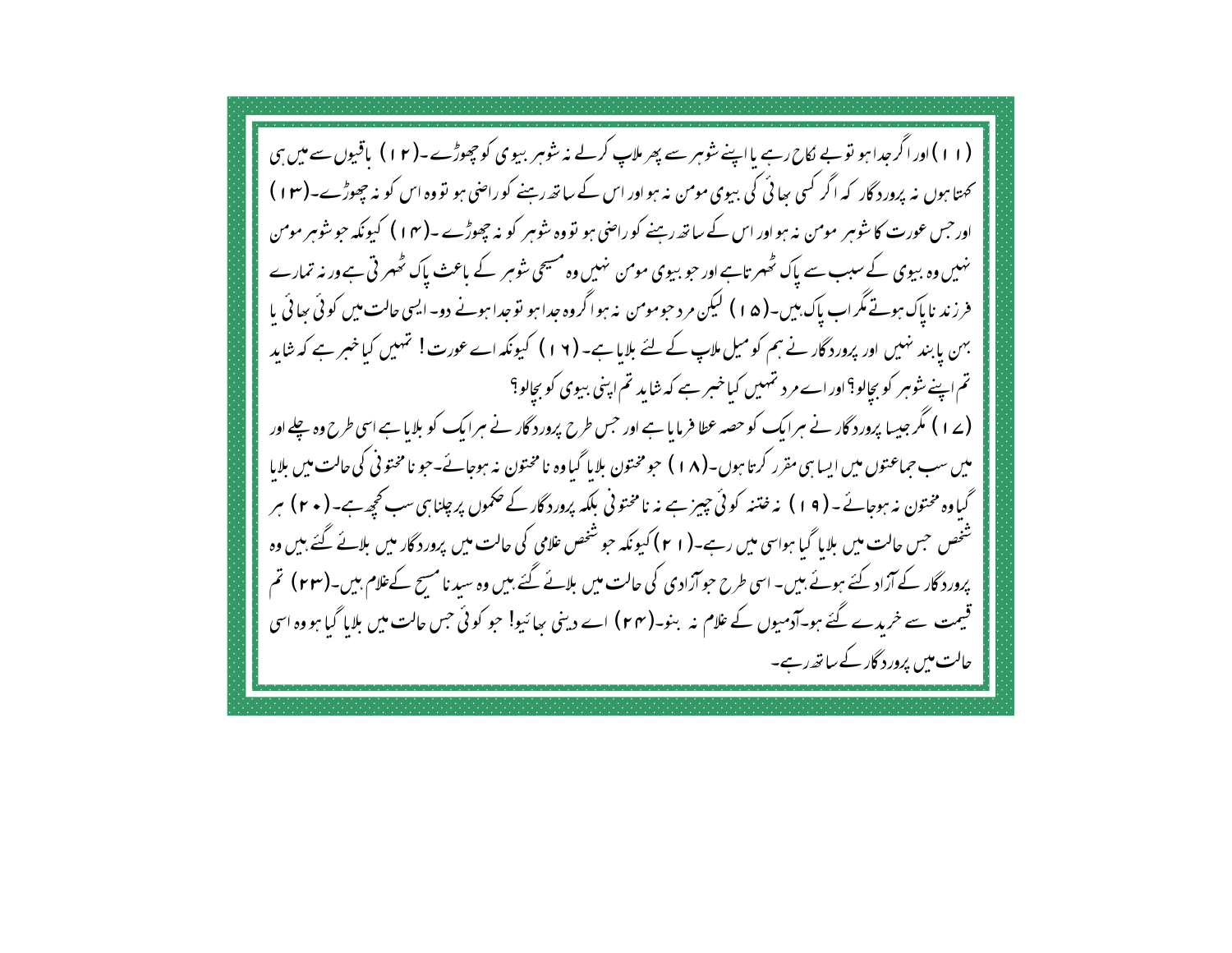(۱۱) اور اگر جدا ہو تو بے نکاح رہے یا اپنے شوہر سے پھر ملاپ کرلے نہ شوہر بیوی کو چھوڑے ۔(۱۲) باقیوں سے میں ہی کہتا ہوں نہ پروردگار کہ اگر کسی بھائی کی بیوی مومن نہ ہو اور اس کے ساتھ رہنے کو راضی ہو تو وہ اس کو نہ چھوڑے۔(۱۳) اور جس عورت کا شوہر مومن نہ ہو اور اس کے ساتھ رہنے کو راضی ہو تو وہ شوہر کو نہ چھوڑے ۔(۱۴) کیونکہ جو شوہر مومن نہیں وہ بیوی کے سبب سے پاک ٹھہر تاہے اور جو بیوی مومن نہیں وہ مسیحی شوہر کے باعث پاک ٹھہرتی ہے ورنہ تمہارے فرزند ناپاک ہوتے مگر اب پاک ہیں۔(۱۵) لیکن مرد جو مومن نہ ہو اگر وہ جدا ہو تو جدا ہونے دو۔ ایسی حالت میں کوئی بھائی یا بہن پابند نہیں اور پروردگار نے ہم کو میل ملاپ کے لئے بلایا ہے۔ (۱۶) کیونکہ اے عورت! تمہیں کیا خبر ہے کہ شاید تم اپنے شوہر کو بچالو؟ اور اے مرد تمہیں کیا خبر ہے کہ شاید تم اپنی بیوی کو بچالو؟

(۱۷) مگر جیسا پروردگار نے ہر ایک کو حصہ عطا فرمایا ہے اور جس طرح پروردگار نے ہر ایک کو بلایا ہے اسی طرح وہ چلے اور میں سب جماعتوں میں ایسا ہی مقرر کرتا ہوں۔(۱۸) جو مختون بلایا گیا وہ نامختون نہ ہوجائے۔ جو نامختونی کی حالت میں بلایا گیا وہ مختون نہ ہوجائے۔ (۱۹) نہ ختنہ کوئی چیز ہے نہ نامختونی بلکہ پروردگار کے حکموں پر چلنا ہی سب کچھ ہے۔(۲۰) ہر شخص جس حالت میں بلایا گیا ہو اسی میں رہے۔(۲۱) کیونکہ جو شخص غلامی کی حالت میں پروردگار میں بلائے گئے ہیں وہ پروردگار کے آزاد کئے ہوئے ہیں۔ اسی طرح جو آزادی کی حالت میں بلائے گئے ہیں وہ سیدنا مسیح کے غلام ہیں۔(۲۳) تم قیمت سے خریدے گئے ہو۔ آدمیوں کے غلام نہ بنو۔(۲۴) اے دینی بھائیو! جو کوئی جس حالت میں بلایا گیا ہو وہ اسی حالت میں پروردگار کے ساتھ رہے۔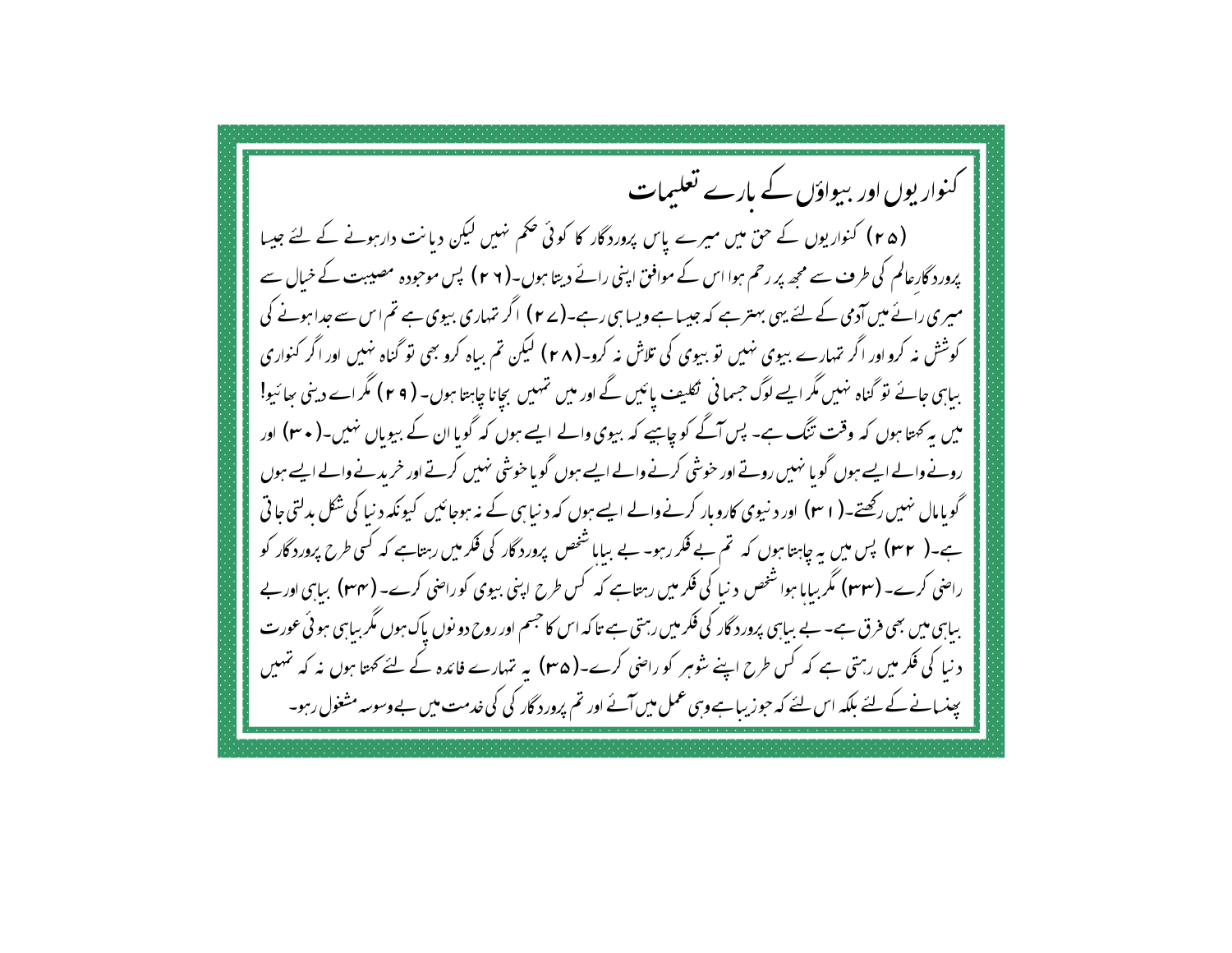## کنواریوں اور بیواؤں کے بارے تعلیمات

(۲۵) کنواریوں کے حق میں میرے پاس پروردگار کا کوئی حکم نہیں لیکن دیانت دار ہونے کے لئے جیسا پروردگارِ عالم کی طرف سے مجھ پر رحم ہوا اس کے موافق اپنی رائے دیتا ہوں۔(۲۶) پس موجودہ مصیبت کے خیال سے میری رائے میں آدمی کے لئے یہی بہتر ہے کہ جیسا ہے ویسا ہی رہے۔(۲۷) اگر تمہاری بیوی ہے تم اس سے جدا ہونے کی کوشش نہ کرو اور اگر تمہارے بیوی نہیں تو بیوی کی تلاش نہ کرو۔(۲۸) لیکن تم بیاہ کرو بھی تو گناہ نہیں اور اگر کنواری بیاہی جائے تو گناہ نہیں مگر ایسے لوگ جسمانی تکلیف پائیں گے اور میں تمہیں بچانا چاہتا ہوں۔(۲۹) مگر اے دینی بھائیو! میں یہ کہتا ہوں کہ وقت تنگ ہے۔ پس آگے کو چاہیے کہ بیوی والے ایسے ہوں کہ گویا ان کے بیویاں نہیں۔(۳۰) اور رونے والے ایسے ہوں گویا نہیں روتے اور خوشی کرنے والے ایسے ہوں گویا خوشی نہیں کرتے اور خریدنے والے ایسے ہوں گویا مال نہیں رکھتے۔(۳۱) اور دنیوی کاروبار کرنے والے ایسے ہوں کہ دنیا ہی کے نہ ہوجائیں کیونکہ دنیا کی شکل بدلتی جاتی ہے۔(۳۲) پس میں یہ چاہتا ہوں کہ تم بے فکر رہو۔ بے بیاہا شخص پروردگار کی فکر میں رہتا ہے کہ کسی طرح پروردگار کو راضی کرے۔(۳۳) مگر بیاہا ہوا شخص دنیا کی فکر میں رہتا ہے کہ کس طرح اپنی بیوی کو راضی کرے۔(۳۴) بیاہی اور بے بیاہی میں بھی فرق ہے۔ بے بیاہی پروردگار کی فکر میں رہتی ہے تا کہ اس کا جسم اور روح دونوں پاک ہوں مگر بیاہی ہوئی عورت دنیا کی فکر میں رہتی ہے کہ کس طرح اپنے شوہر کو راضی کرے۔(۳۵) یہ تمہارے فائدہ کے لئے کہتا ہوں نہ کہ تمہیں پھنسانے کے لئے بلکہ اس لئے کہ جو زیبا ہے وہی عمل میں آئے اور تم پروردگار کی کی خدمت میں بے وسوسہ مشغول رہو۔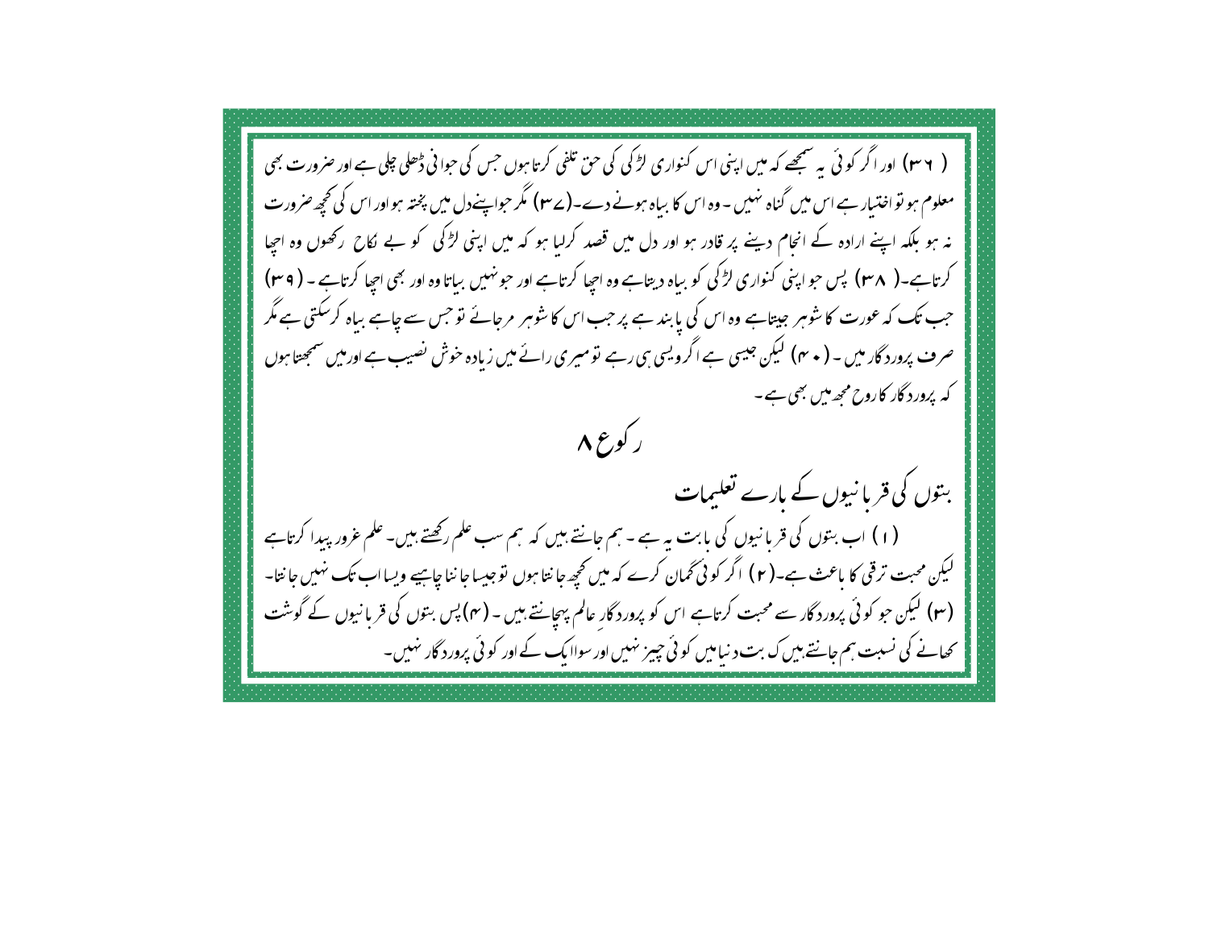(۳۶) اور اگر کوئی یہ سمجھے کہ میں اپنی اس کنواری لڑکی کی حق تلفی کرتا ہوں جس کی جوانی ڈھلی چلی ہے اور ضرورت بھی معلوم ہو تو اختیار ہے اس میں گناہ نہیں ۔ وہ اس کا بیاہ ہونے دے۔(۳۷) مگر جو اپنے دل میں پختہ ہو اور اس کی کچھ ضرورت نہ ہو بلکہ اپنے ارادہ کے انجام دینے پر قادر ہو اور دل میں قصد کرلیا ہو کہ میں اپنی لڑکی کو بے نکاح رکھوں وہ اچھا کرتاہے۔(۳۸) پس جو اپنی کنواری لڑکی کو بیاہ دیتاہے وہ اچھا کرتاہے اور جو نہیں بیاہتا وہ اور بھی اچھا کرتاہے ۔ (۳۹) جب تک کہ عورت کا شوہر جیتاہے وہ اس کی پابند ہے پر جب اس کا شوہر مرجائے تو جس سے چاہے بیاہ کرسکتی ہے مگر صرف پروردگار میں ۔ (۴۰) لیکن جیسی ہے اگر ویسی ہی رہے تو میری رائے میں زیادہ خوش نصیب ہے اور میں سمجھتا ہوں کہ پروردگار کا روح مجھ میں بھی ہے۔

## رکوع ۸

### بتوں کی قربانیوں کے بارے تعلیمات

(۱) اب بتوں کی قربانیوں کی بابت یہ ہے ۔ ہم جانتے ہیں کہ ہم سب علم رکھتے ہیں۔ علم غرور پیدا کرتاہے لیکن محبت ترقی کا باعث ہے۔(۲) اگر کوئی گمان کرے کہ میں کچھ جانتا ہوں تو جیسا جاننا چاہیے ویسا اب تک نہیں جانتا۔ (۳) لیکن جو کوئی پروردگار سے محبت کرتاہے اس کو پروردگار عالم پہچانتے ہیں ۔ (۴)پس بتوں کی قربانیوں کے گوشت کھانے کی نسبت ہم جانتے ہیں کہ بت دنیا میں کوئی چیز نہیں اور سوا ایک کے اور کوئی پروردگار نہیں۔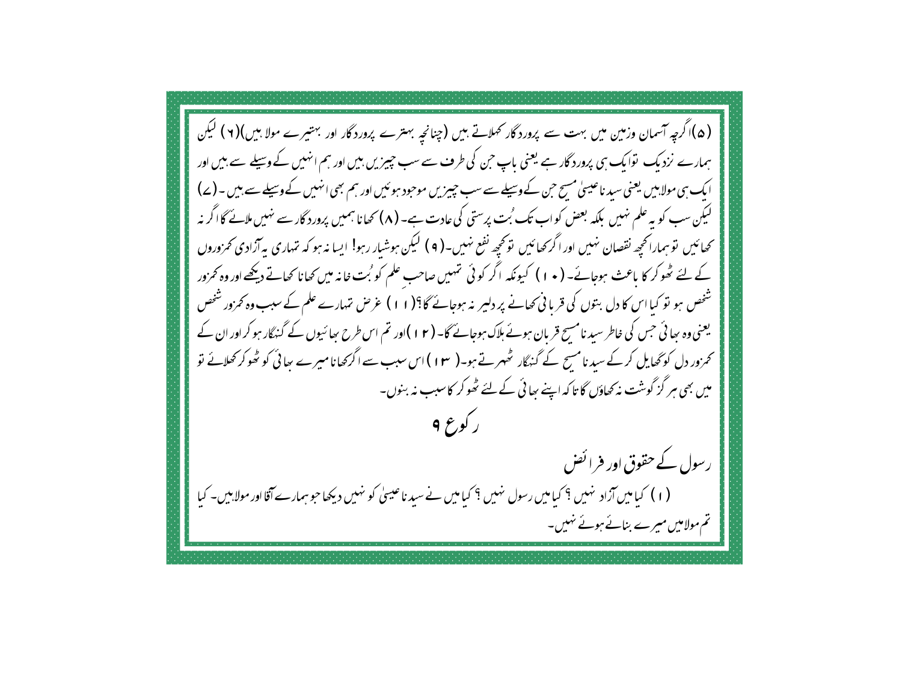(۵)اگرچہ آسمان وزمین میں بہت سے پروردگار کہلاتے ہیں (چنانچہ بہتیرے پروردگار اور بہتیرے مولا ہیں)(٦) لیکن ہمارے نزدیک توایک ہی پروردگار ہے یعنی باپ جن کی طرف سے سب چیزیں ہیں اور ہم انہیں کے وسیلے سے ہیں اور ایک ہی مولاہیں یعنی سیدنا عیسیٰ مسیح جن کے وسیلے سے سب چیزیں موجود ہوئیں اور ہم بھی انہیں کے وسیلے سے ہیں ۔(۷) لیکن سب کو یہ علم نہیں بلکہ بعض کو اب تک بُت پرستی کی عادت ہے۔(۸) کھانا ہمیں پروردگار سے نہیں ملائے گا اگر نہ کھائیں تو ہمارا کچھ نقصان نہیں اور اگر کھائیں تو کچھ نفع نہیں۔(۹) لیکن ہوشیار رہو! ایسا نہ ہو کہ تمہاری یہ آزادی کمزوروں کے لئے ٹھوکر کا باعث ہوجائے۔(۱۰) کیونکہ اگر کوئی تمہیں صاحبِ علم کو بُت خانہ میں کھانا کھاتے دیکھے اور وہ کمزور شخص ہو تو کیا اس کا دل بتوں کی قربانی کھانے پر دلیر نہ ہوجائے گا؟(۱۱) غرض تمہارے علم کے سبب وہ کمزور شخص یعنی وہ بھائی جس کی خاطر سیدنا مسیح قربان ہوئے ہلاک ہوجائے گا۔(۱۲)اور تم اس طرح بھائیوں کے گنہگار ہو کر اور ان کے کمزور دل کو گھایل کرکے سیدنا مسیح کے گنہگار ٹھہرتے ہو۔(۱۳) اس سبب سے اگر کھانا میرے بھائی کو ٹھوکر کھلائے تو میں بھی ہر گز گوشت نہ کھاؤں گا تا کہ اپنے بھائی کے لئے ٹھوکر کا سبب نہ بنوں۔

## رکوع ۹

### رسول کے حقوق اور فرائض

(۱) کیا میں آزاد نہیں ؟ کیا میں رسول نہیں ؟ کیا میں نے سیدنا عیسیٰ کو نہیں دیکھا جو ہمارے آقا اور مولاہیں۔ کیا تم مولامیں میرے بنائے ہوئے نہیں۔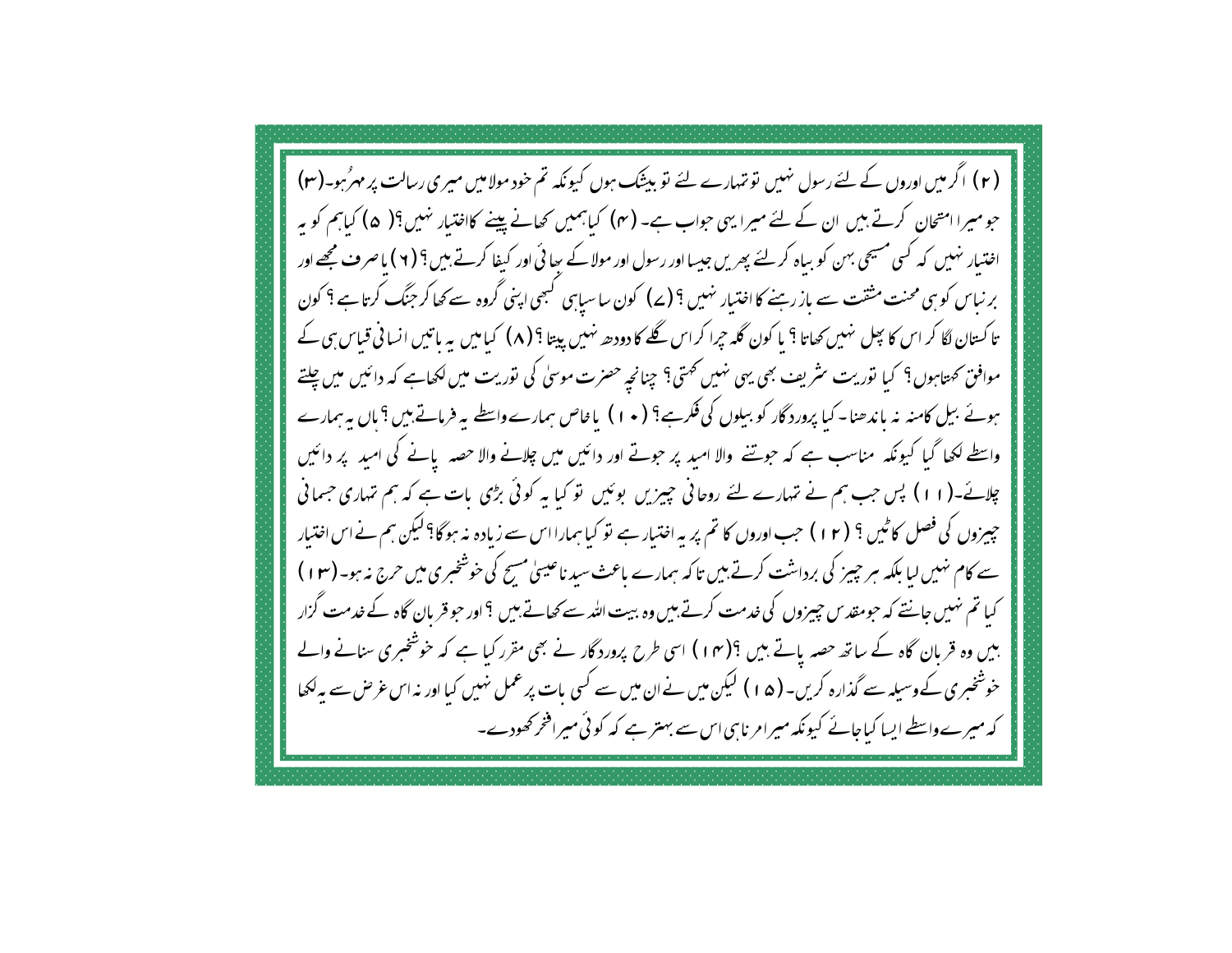(۲) اگر میں اوروں کے لئے رسول نہیں تو تمہارے لئے تو بیشک ہوں کیونکہ تم خود مولا میں میری رسالت پر مہر ہو۔(۳) جو میرا امتحان کرتے ہیں ان کے لئے میرا یہی جواب ہے۔ (۴) کیا ہمیں کھانے پینے کا اختیار نہیں؟ (۵) کیا ہم کو یہ اختیار نہیں کہ کسی مسیحی بہن کو بیاہ کر لئے پھریں جیسا اور رسول اور مولا کے بھائی اور کیفا کرتے ہیں؟ (۶) یا صرف مجھے اور برنباس کو ہی محنت مشقت سے باز رہنے کا اختیار نہیں؟ (۷) کون سا سپاہی کبھی اپنی گروہ سے کھا کر جنگ کرتا ہے؟ کون تاکستان لگا کر اس کا پھل نہیں کھاتا؟ یا کون گلہ چرا کر اس گلے کا دودھ نہیں پیتا؟ (۸) کیا میں یہ باتیں انسانی قیاس ہی کے موافق کہتا ہوں؟ کیا توریت شریف بھی یہی نہیں کہتی؟ چنانچہ حضرت موسیٰ کی توریت میں لکھا ہے کہ دائیں میں چلتے ہوئے بیل کا منہ نہ باندھنا۔ کیا پروردگار کو بیلوں کی فکر ہے؟ (۱۰) یا خاص ہمارے واسطے یہ فرماتے ہیں؟ ہاں یہ ہمارے واسطے لکھا گیا کیونکہ مناسب ہے کہ جوتنے والا امید پر جوتے اور دائیں میں چلانے والا حصہ پانے کی امید پر دائیں چلائے۔(۱۱) پس جب ہم نے تمہارے لئے روحانی چیزیں بوئیں تو کیا یہ کوئی بڑی بات ہے کہ ہم تمہاری جسمانی چیزوں کی فصل کاٹیں؟ (۱۲) جب اوروں کا تم پر یہ اختیار ہے تو کیا ہمارا اس سے زیادہ نہ ہوگا؟ لیکن ہم نے اس اختیار سے کام نہیں لیا بلکہ ہر چیز کی برداشت کرتے ہیں تاکہ ہمارے باعث سیدنا عیسیٰ مسیح کی خوشخبری میں حرج نہ ہو۔(۱۳) کیا تم نہیں جانتے کہ جو مقدس چیزوں کی خدمت کرتے ہیں وہ بیت اللہ سے کھاتے ہیں؟ اور جو قربان گاہ کے خدمت گزار ہیں وہ قربان گاہ کے ساتھ حصہ پاتے ہیں؟(۱۴) اسی طرح پروردگار نے بھی مقرر کیا ہے کہ خوشخبری سنانے والے خوشخبری کے وسیلہ سے گذارہ کریں۔ (۱۵) لیکن میں نے ان میں سے کسی بات پر عمل نہیں کیا اور نہ اس غرض سے یہ لکھا کہ میرے واسطے ایسا کیا جائے کیونکہ میرا مرنا ہی اس سے بہتر ہے کہ کوئی میرا فخر کھودے۔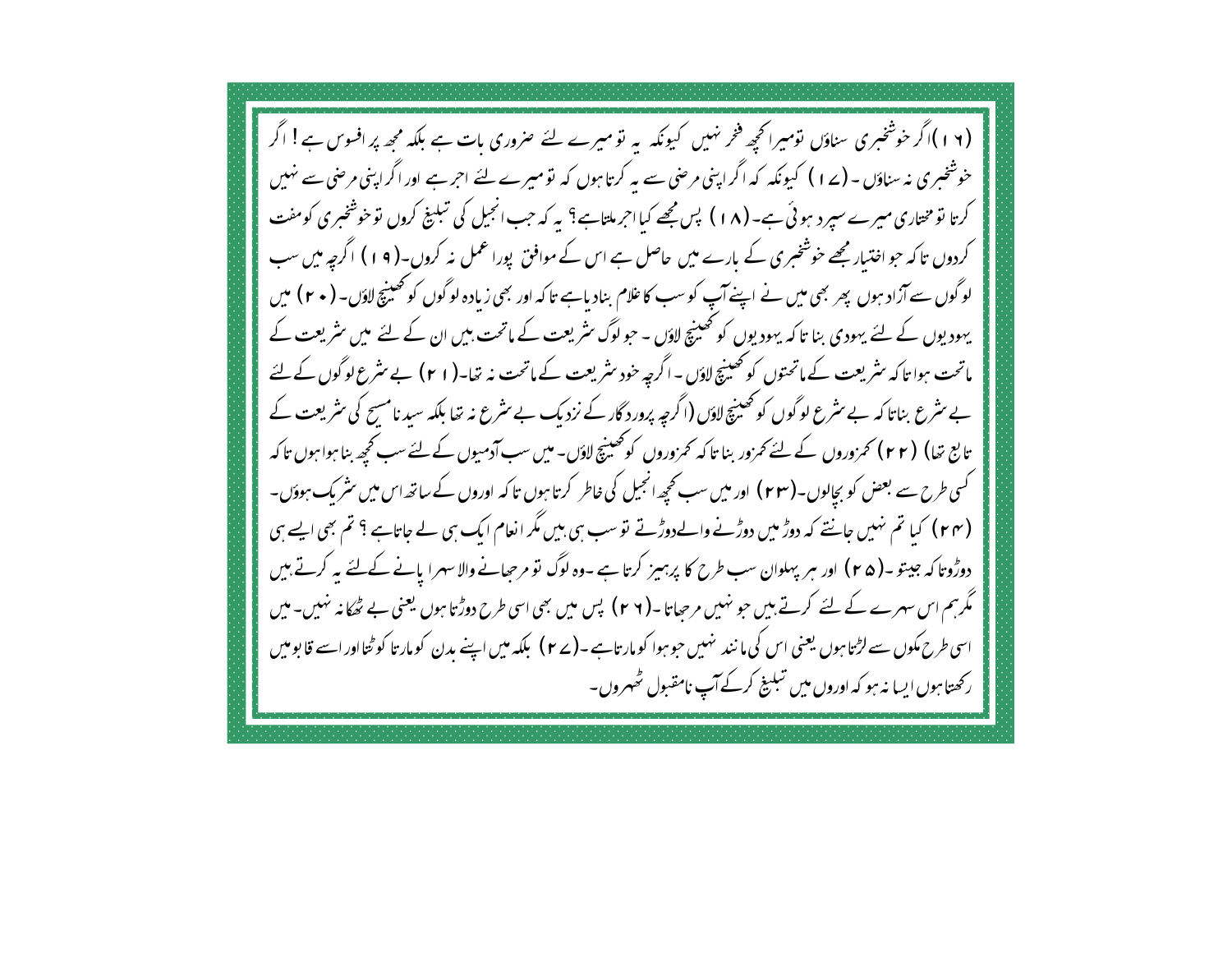(۱۶)اگر خوشخبری سناؤں تومیرا کچھ فخر نہیں کیونکہ یہ تو میرے لئے ضروری بات ہے بلکہ مجھ پر افسوس ہے ! اگر خوشخبری نہ سناؤں ۔ (۱۷) کیونکہ کہ اگر اپنی مرضی سے یہ کرتا ہوں کہ تو میرے لئے اجر ہے اور اگر اپنی مرضی سے نہیں کرتا تو مختاری میرے سپرد ہوئی ہے۔ (۱۸) پس مجھے کیا اجر ملتا ہے؟ یہ کہ جب انجیل کی تبلیغ کروں تو خوشخبری کو مفت کردوں تا کہ جو اختیار مجھے خوشخبری کے بارے میں حاصل ہے اس کے موافق پورا عمل نہ کروں۔ (۱۹) اگرچہ میں سب لوگوں سے آزاد ہوں پھر بھی میں نے اپنے آپ کو سب کا غلام بنادیا ہے تا کہ اور بھی زیادہ لوگوں کو کھینچ لاؤں۔ (۲۰) میں یہودیوں کے لئے یہودی بنا تا کہ یہودیوں کو کھینچ لاؤں ۔ جو لوگ شریعت کے ماتحت ہیں ان کے لئے میں شریعت کے ماتحت ہوا تا کہ شریعت کے ماتحتوں کو کھینچ لاؤں ۔ اگرچہ خود شریعت کے ماتحت نہ تھا۔ (۲۱) بے شرع لوگوں کے لئے بے شرع بنا تا کہ بے شرع لوگوں کو کھینچ لاؤں (اگرچہ پروردگار کے نزدیک بے شرع نہ تھا بلکہ سیدنا مسیح کی شریعت کے تابع تھا) (۲۲) کمزوروں کے لئے کمزور بنا تا کہ کمزوروں کو کھینچ لاؤں۔ میں سب آدمیوں کے لئے سب کچھ بنا ہوا ہوں تا کہ کسی طرح سے بعض کو بچالوں۔ (۲۳) اور میں سب کچھ انجیل کی خاطر کرتا ہوں تا کہ اوروں کے ساتھ اس میں شریک ہوؤں۔ (۲۴) کیا تم نہیں جانتے کہ دوڑ میں دوڑنے والے دوڑتے تو سب ہی ہیں مگر انعام ایک ہی لے جاتا ہے ؟ تم بھی ایسے ہی دوڑو تا کہ جیتو ۔ (۲۵) اور ہر پہلوان سب طرح کا پرہیز کرتا ہے ۔ وہ لوگ تو مرجھانے والا سہرا پانے کے لئے یہ کرتے ہیں مگر ہم اس سہرے کے لئے کرتے ہیں جو نہیں مرجھاتا ۔ (۲۶) پس میں بھی اسی طرح دوڑتا ہوں یعنی بے ٹھکانہ نہیں۔ میں اسی طرح مکوں سے لڑتا ہوں یعنی اس کی مانند نہیں جو ہوا کو مارتا ہے ۔ (۲۷) بلکہ میں اپنے بدن کو مارتا کوٹتا اور اسے قابو میں رکھتا ہوں ایسا نہ ہو کہ اوروں میں تبلیغ کرکے آپ نامقبول ٹھہروں۔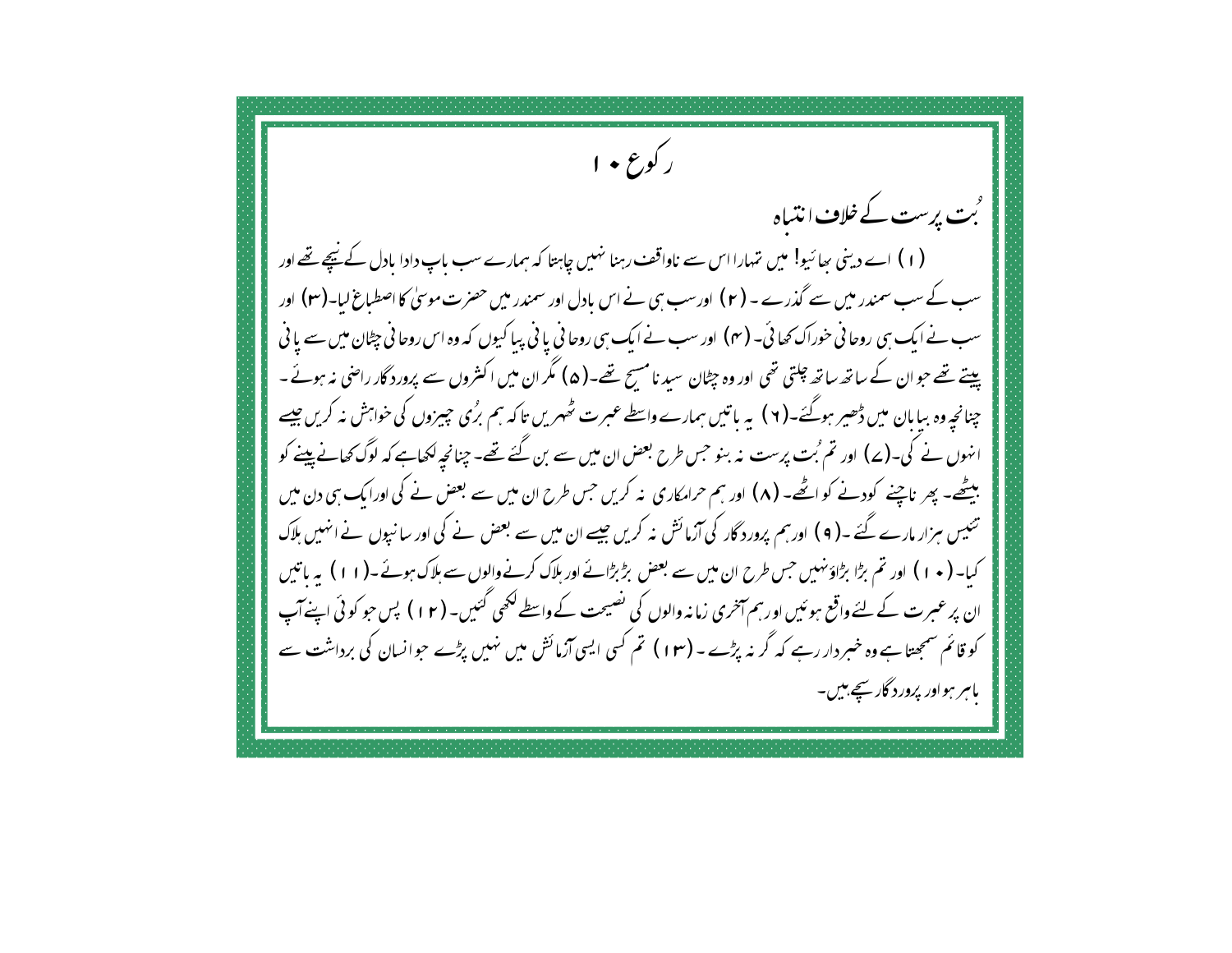# رکوع ۱۰

## بُت پرست کے خلاف انتباہ

(۱) اے دینی بھائیو! میں تمہارا اس سے ناواقف رہنا نہیں چاہتا کہ ہمارے سب باپ دادا بادل کے نیچے تھے اور سب کے سب سمندر میں سے گذرے۔ (۲) اور سب ہی نے اس بادل اور سمندر میں حضرت موسیٰ کا اصطباغ لیا۔(۳) اور سب نے ایک ہی روحانی خوراک کھائی۔ (۴) اور سب نے ایک ہی روحانی پانی پیا کیوں کہ وہ اس روحانی چٹان میں سے پانی پیتے تھے جو ان کے ساتھ ساتھ چلتی تھی اور وہ چٹان سیدنا مسیح تھے۔(۵) مگر ان میں اکثروں سے پروردگار راضی نہ ہوئے۔ چنانچہ وہ بیابان میں ڈھیر ہوگئے۔(۶) یہ باتیں ہمارے واسطے عبرت ٹھہریں تا کہ ہم بُری چیزوں کی خواہش نہ کریں جیسے انہوں نے کی۔(۷) اور تم بُت پرست نہ بنو جس طرح بعض ان میں سے بن گئے تھے۔ چنانچہ لکھا ہے کہ لوگ کھانے پینے کو بیٹھے۔ پھر ناچنے کودنے کو اٹھے۔ (۸) اور ہم حرامکاری نہ کریں جس طرح ان میں سے بعض نے کی اور ایک ہی دن میں تئیس ہزار مارے گئے۔(۹) اور ہم پروردگار کی آزمائش نہ کریں جیسے ان میں سے بعض نے کی اور سانپوں نے انہیں ہلاک کیا۔(۱۰) اور تم بڑا بڑاؤ نہیں جس طرح ان میں سے بعض بڑبڑائے اور ہلاک کرنے والوں سے ہلاک ہوئے۔(۱۱) یہ باتیں ان پر عبرت کے لئے واقع ہوئیں اور ہم آخری زمانہ والوں کی نصیحت کے واسطے لکھی گئیں۔(۱۲) پس جو کوئی اپنے آپ کو قائم سمجھتا ہے وہ خبردار رہے کہ گر نہ پڑے۔ (۱۳) تم کسی ایسی آزمائش میں نہیں پڑے جو انسان کی برداشت سے باہر ہو اور پروردگار سچے ہیں۔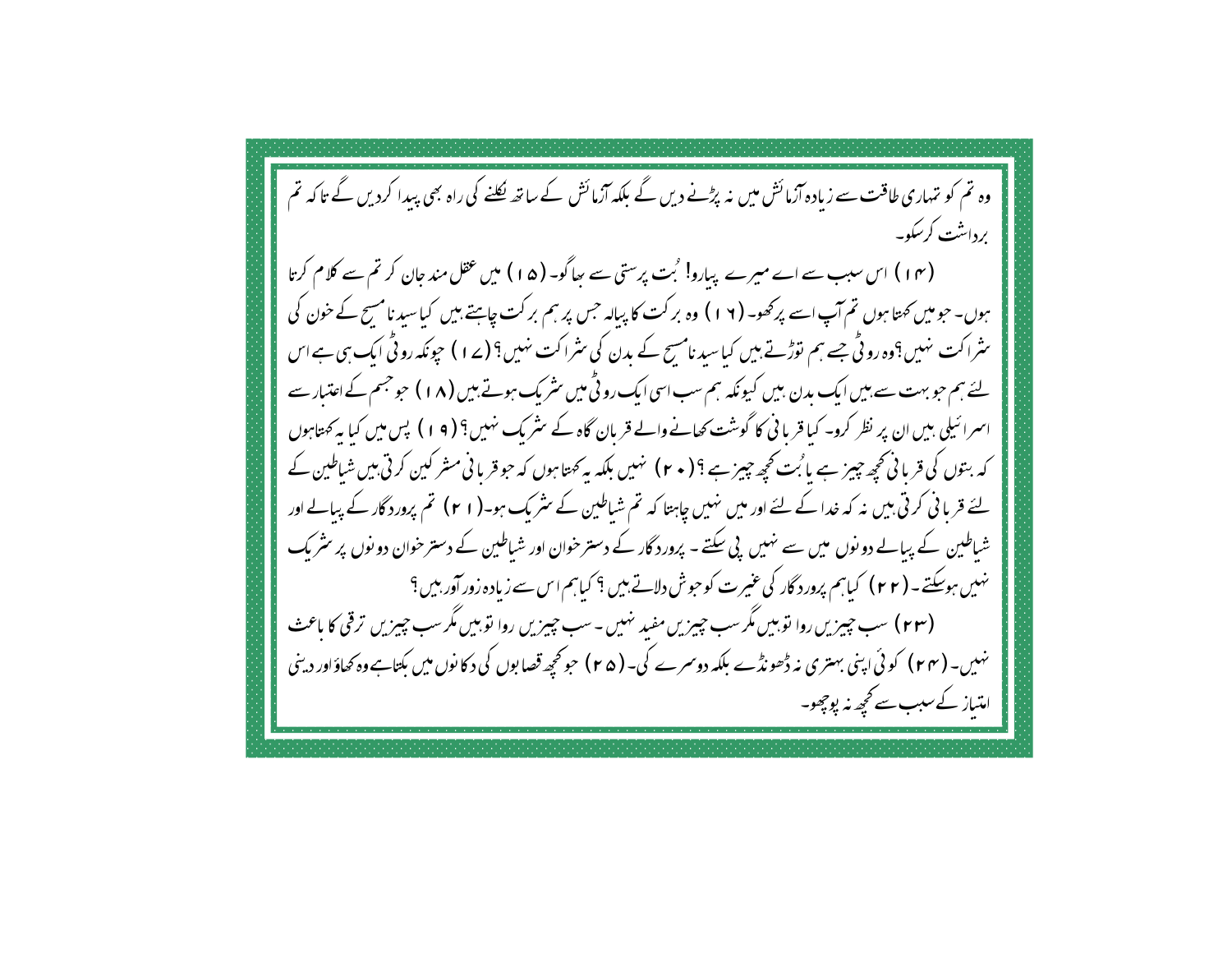وہ تم کو تمہاری طاقت سے زیادہ آزمائش میں نہ پڑنے دیں گے بلکہ آزمائش کے ساتھ نکلنے کی راہ بھی پیدا کردیں گے تاکہ تم برداشت کرسکو۔

(۱۴) اس سبب سے اے میرے پیارو! بُت پرستی سے بھاگو۔ (۱۵) میں عقل مند جان کر تم سے کلام کرتا ہوں۔ جو میں کہتا ہوں تم آپ اسے پرکھو۔ (۱۶) وہ برکت کا پیالہ جس پر ہم برکت چاہتے ہیں کیا سیدنا مسیح کے خون کی شراکت نہیں؟ وہ روٹی جسے ہم توڑتے ہیں کیا سیدنا مسیح کے بدن کی شراکت نہیں؟ (۱۷) چونکہ روٹی ایک ہی ہے اس لئے ہم جو بہت سے ہیں ایک بدن ہیں کیونکہ ہم سب اسی ایک روٹی میں شریک ہوتے ہیں (۱۸) جو جسم کے اعتبار سے اسرائیلی ہیں ان پر نظر کرو۔ کیا قربانی کا گوشت کھانے والے قربان گاہ کے شریک نہیں؟ (۱۹) پس میں کیا یہ کہتا ہوں کہ بتوں کی قربانی کچھ چیز ہے یا بُت کچھ چیز ہے؟ (۲۰) نہیں بلکہ یہ کہتا ہوں کہ جو قربانی مشرکین کرتی ہیں شیاطین کے لئے قربانی کرتی ہیں نہ کہ خدا کے لئے اور میں نہیں چاہتا کہ تم شیاطین کے شریک ہو۔ (۲۱) تم پروردگار کے پیالے اور شیاطین کے پیالے دونوں میں سے نہیں پی سکتے۔ پروردگار کے دسترخوان اور شیاطین کے دسترخوان دونوں پر شریک نہیں ہوسکتے۔ (۲۲) کیا ہم پروردگار کی غیرت کو جوش دلاتے ہیں؟ کیا ہم اس سے زیادہ زور آور ہیں؟

(۲۳) سب چیزیں روا تو ہیں مگر سب چیزیں مفید نہیں۔ سب چیزیں روا تو ہیں مگر سب چیزیں ترقی کا باعث نہیں۔ (۲۴) کوئی اپنی بہتری نہ ڈھونڈے بلکہ دوسرے کی۔ (۲۵) جو کچھ قصابوں کی دکانوں میں بکتا ہے وہ کھاؤ اور دینی امتیاز کے سبب سے کچھ نہ پوچھو۔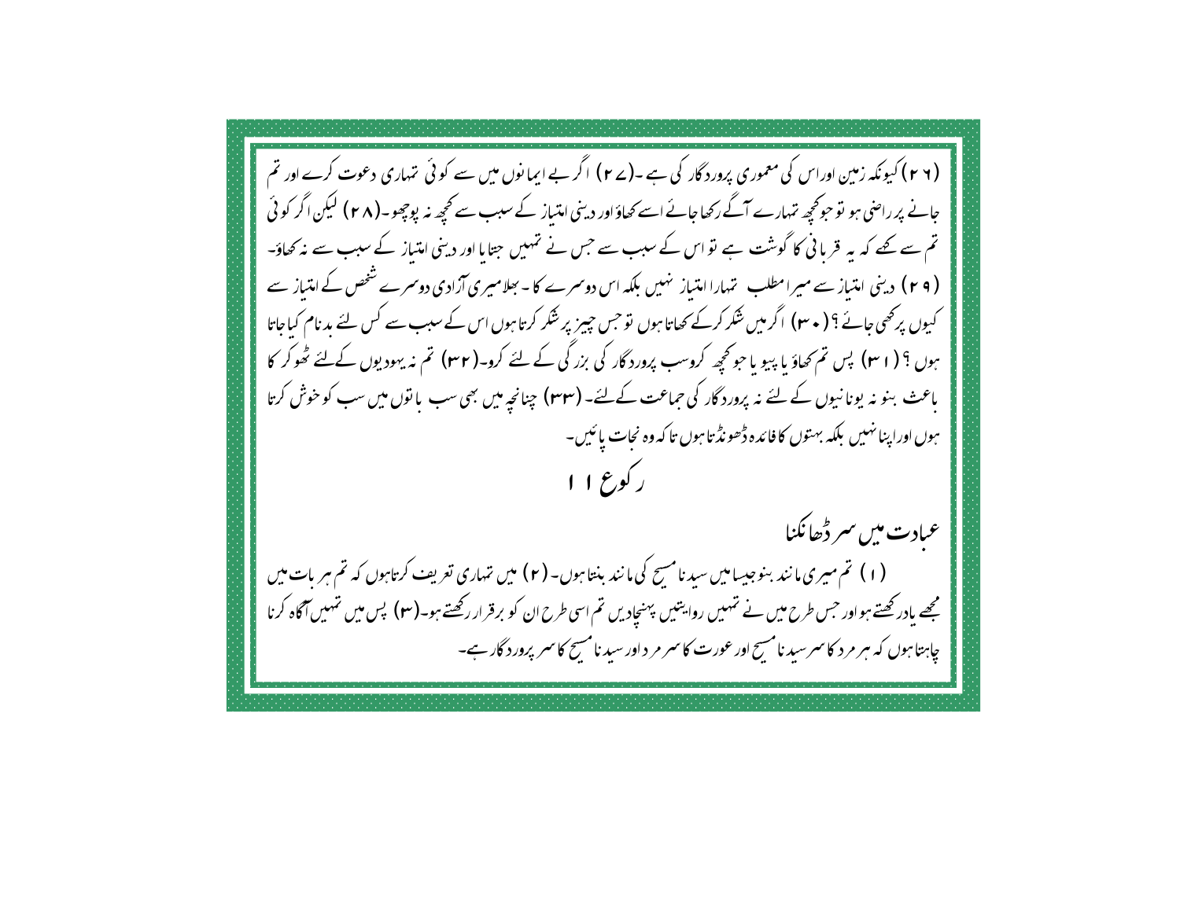(۲۶) کیونکہ زمین اوراس کی معموری پروردگار کی ہے ۔(۲۷) اگر بے ایمانوں میں سے کوئی تمہاری دعوت کرے اور تم جانے پر راضی ہو توجوکچھ تمہارے آگے رکھا جائے اسے کھاؤ اور دینی امتیاز کے سبب سے کچھ نہ پوچھو۔(۲۸) لیکن اگر کوئی تم سے کہے کہ یہ قربانی کا گوشت ہے تو اس کے سبب سے جس نے تمہیں جتایا اور دینی امتیاز کے سبب سے نہ کھاؤ۔ (۲۹) دینی امتیاز سے میرا مطلب تمہارا امتیاز نہیں بلکہ اس دوسرے کا ۔ بھلامیری آزادی دوسرے شخص کے امتیاز سے کیوں پرکھی جائے؟ (۳۰) اگر میں شکر کرکے کھاتا ہوں تو جس چیز پر شکر کرتا ہوں اس کے سبب سے کس لئے بدنام کیا جاتا ہوں ؟ (۳۱) پس تم کھاؤ یا پیو یا جو کچھ کروسب پروردگار کی بزرگی کے لئے کرو۔(۳۲) تم نہ یہودیوں کے لئے ٹھوکر کا باعث بنو نہ یونانیوں کے لئے نہ پروردگار کی جماعت کے لئے۔ (۳۳) چنانچہ میں بھی سب باتوں میں سب کو خوش کرتا ہوں اوراپنا نہیں بلکہ بہتوں کا فائدہ ڈھونڈتا ہوں تاکہ وہ نجات پائیں۔

## رکوع ۱۱

### عبادت میں سر ڈھانکنا

(۱) تم میری مانند بنو جیسا میں سیدنا مسیح کی مانند بنتا ہوں۔ (۲) میں تمہاری تعریف کرتاہوں کہ تم ہر بات میں مجھے یادرکھتے ہواور جس طرح میں نے تمہیں روایتیں پہنچادیں تم اسی طرح ان کو برقرار رکھتے ہو۔(۳) پس میں تمہیں آگاہ کرنا چاہتا ہوں کہ ہر مرد کا سر سیدنا مسیح اور عورت کا سر مرد اور سیدنا مسیح کا سر پروردگار ہے۔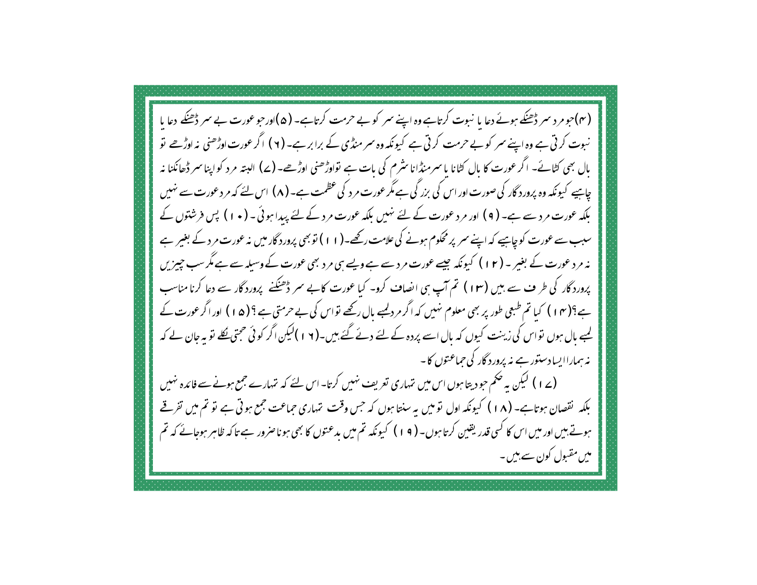(۴)جو مرد سر ڈھنکے ہوئے دعا یا نبوت کرتاہے وہ اپنے سر کو بے حرمت کرتاہے۔ (۵)اورجو عورت بے سر ڈھنکے دعا یا نبوت کرتی ہے وہ اپنے سر کو بے حرمت کرتی ہے کیونکہ وہ سر منڈی کے برابر ہے۔ (۶) اگر عورت اوڑھنی نہ اوڑھے تو بال بھی کٹائے۔ اگر عورت کا بال کٹانا یا سرمنڈانا شرم کی بات ہے تواوڑھنی اوڑھے۔ (۷) البتہ مرد کو اپنا سر ڈھانکنا نہ چاہیے کیونکہ وہ پروردگار کی صورت اور اس کی بزرگی ہے مگر عورت مرد کی عظمت ہے۔ (۸) اس لئے کہ مرد عورت سے نہیں بلکہ عورت مرد سے ہے۔ (۹) اور مرد عورت کے لئے نہیں بلکہ عورت مرد کے لئے پیدا ہوئی۔ (۱۰) پس فرشتوں کے سبب سے عورت کو چاہیے کہ اپنے سر پر محکوم ہونے کی علامت رکھے۔(۱۱) توبھی پروردگار میں نہ عورت مرد کے بغیر ہے نہ مرد عورت کے بغیر۔ (۱۲) کیونکہ جیسے عورت مرد سے ہے ویسے ہی مرد بھی عورت کے وسیلہ سے ہے مگر سب چیزیں پروردگار کی طرف سے ہیں (۱۳) تم آپ ہی انصاف کرو۔ کیا عورت کابے سر ڈھنکے پروردگار سے دعا کرنا مناسب ہے؟(۱۴) کیا تم طبعی طور پر بھی معلوم نہیں کہ اگر مرد لمبے بال رکھے تو اس کی بے حرمتی ہے؟ (۱۵) اور اگر عورت کے لمبے بال ہوں تو اس کی زینت کیوں کہ بال اسے پردہ کے لئے دئے گئے ہیں۔(۱۶)لیکن اگر کوئی حجتی نکلے تو یہ جان لے کہ نہ ہمارا ایسا دستور ہے نہ پروردگار کی جماعتوں کا۔

(۱۷) لیکن یہ حکم جو دیتا ہوں اس میں تمہاری تعریف نہیں کرتا۔ اس لئے کہ تمہارے جمع ہونے سے فائدہ نہیں بلکہ نقصان ہوتاہے۔ (۱۸) کیونکہ اول تو میں یہ سنتا ہوں کہ جس وقت تمہاری جماعت جمع ہوتی ہے تو تم میں تفرقے ہوتے ہیں اور میں اس کا کسی قدر یقین کرتا ہوں۔ (۱۹) کیونکہ تم میں بدعتوں کا بھی ہونا ضرور ہے تاکہ ظاہر ہوجائے کہ تم میں مقبول کون سے ہیں۔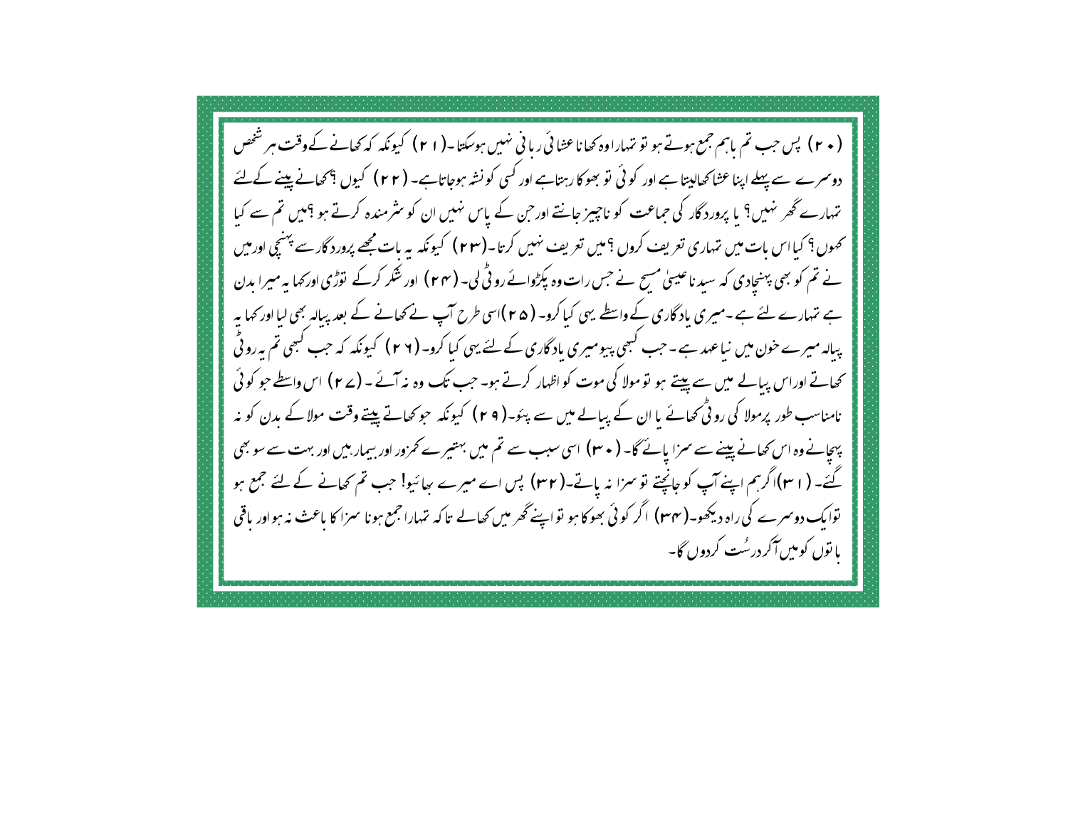(۲۰) پس جب تم باہم جمع ہوتے ہو تو تمہارا وہ کھانا عشائی ربانی نہیں ہوسکتا۔(۲۱) کیونکہ کہ کھانے کے وقت ہر شخص دوسرے سے پہلے اپنا عشا کھالیتا ہے اور کوئی تو بھوکا رہتا ہے اور کسی کو نشہ ہوجاتا ہے۔ (۲۲) کیوں ؟کھانے پینے کے لئے تمہارے گھر نہیں؟ یا پروردگار کی جماعت کو ناچیز جانتے اورجن کے پاس نہیں ان کو شرمندہ کرتے ہو ؟میں تم سے کیا کہوں؟ کیا اس بات میں تمہاری تعریف کروں ؟میں تعریف نہیں کرتا۔(۲۳) کیونکہ یہ بات مجھے پروردگار سے پہنچی اور میں نے تم کو بھی پہنچادی کہ سیدنا عیسیٰ مسیح نے جس رات وہ پکڑوائے روٹی لی۔ (۲۴) اور شکر کرکے توڑی اورکہا یہ میرا بدن ہے تمہارے لئے ہے ۔میری یادگاری کے واسطے یہی کیا کرو۔ (۲۵)اسی طرح آپ نے کھانے کے بعد پیالہ بھی لیا اورکہا یہ پیالہ میرے خون میں نیا عہد ہے ۔جب کبھی پیو میری یادگاری کے لئے یہی کیا کرو۔ (۲۶) کیونکہ کہ جب کبھی تم یہ روٹی کھاتے اوراس پیالے میں سے پیتے ہو تو مولا کی موت کو اظہار کرتے ہو۔ جب تک وہ نہ آئے ۔ (۲۷) اس واسطے جو کوئی نامناسب طور پرمولا کی روٹی کھائے یا ان کے پیالے میں سے پئیو۔(۲۹) کیونکہ جو کھاتے پیتے وقت مولا کے بدن کو نہ پہچانے وہ اس کھانے پینے سے سزا پائے گا۔ (۳۰) اسی سبب سے تم میں بہتیرے کمزور اور بیمار ہیں اور بہت سے سو بھی گئے۔ (۳۱)اگرہم اپنے آپ کو جانچتے تو سزا نہ پاتے۔(۳۲) پس اے میرے بھائیو! جب تم کھانے کے لئے جمع ہو توایک دوسرے کی راہ دیکھو۔(۳۴) اگر کوئی بھوکا ہو تو اپنے گھر میں کھالے تا کہ تمہارا جمع ہونا سزا کا باعث نہ ہو اور باقی باتوں کو میں آکر درُست کردوں گا۔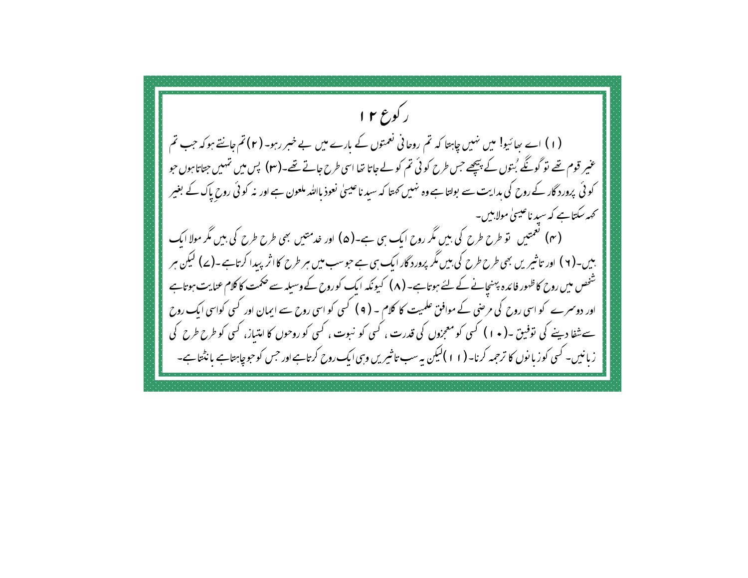## رکوع ۱۲

(۱) اے بھائیو! میں نہیں چاہتا کہ تم روحانی نعمتوں کے بارے میں بے خبر رہو۔ (۲) تم جانتے ہو کہ جب تم غیر قوم تھے تو گونگے بُتوں کے پیچھے جس طرح کوئی تم کو لے جاتا تھا اسی طرح جاتے تھے۔ (۳) پس میں تمہیں جتاتا ہوں جو کوئی پروردگار کے روح کی ہدایت سے بولتا ہے وہ نہیں کہتا کہ سیدنا عیسیٰ نعوذباللہ ملعون ہے اور نہ کوئی روحِ پاک کے بغیر کہہ سکتا ہے کہ سیدنا عیسیٰ مولا ہیں۔

(۴) نعمتیں تو طرح طرح کی ہیں مگر روح ایک ہی ہے۔ (۵) اور خدمتیں بھی طرح طرح کی ہیں مگر مولا ایک ہیں۔ (۶) اور تاثیریں بھی طرح طرح کی ہیں مگر پروردگار ایک ہی ہے جو سب میں ہر طرح کا اثر پیدا کرتا ہے۔ (۷) لیکن ہر شخص میں روح کا ظہور فائدہ پہنچانے کے لئے ہوتا ہے۔ (۸) کیونکہ ایک کو روح کے وسیلہ سے حکمت کا کلام عنایت ہوتا ہے اور دوسرے کو اسی روح کی مرضی کے موافق علمیت کا کلام۔ (۹) کسی کو اسی روح سے ایمان اور کسی کو اسی ایک روح سے شفا دینے کی توفیق۔ (۱۰) کسی کو معجزوں کی قدرت، کسی کو نبوت، کسی کو روحوں کا امتیاز، کسی کو طرح طرح کی زبانیں۔ کسی کو زبانوں کا ترجمہ کرنا۔ (۱۱) لیکن یہ سب تاثیریں وہی ایک روح کرتا ہے اور جس کو جو چاہتا ہے بانٹتا ہے۔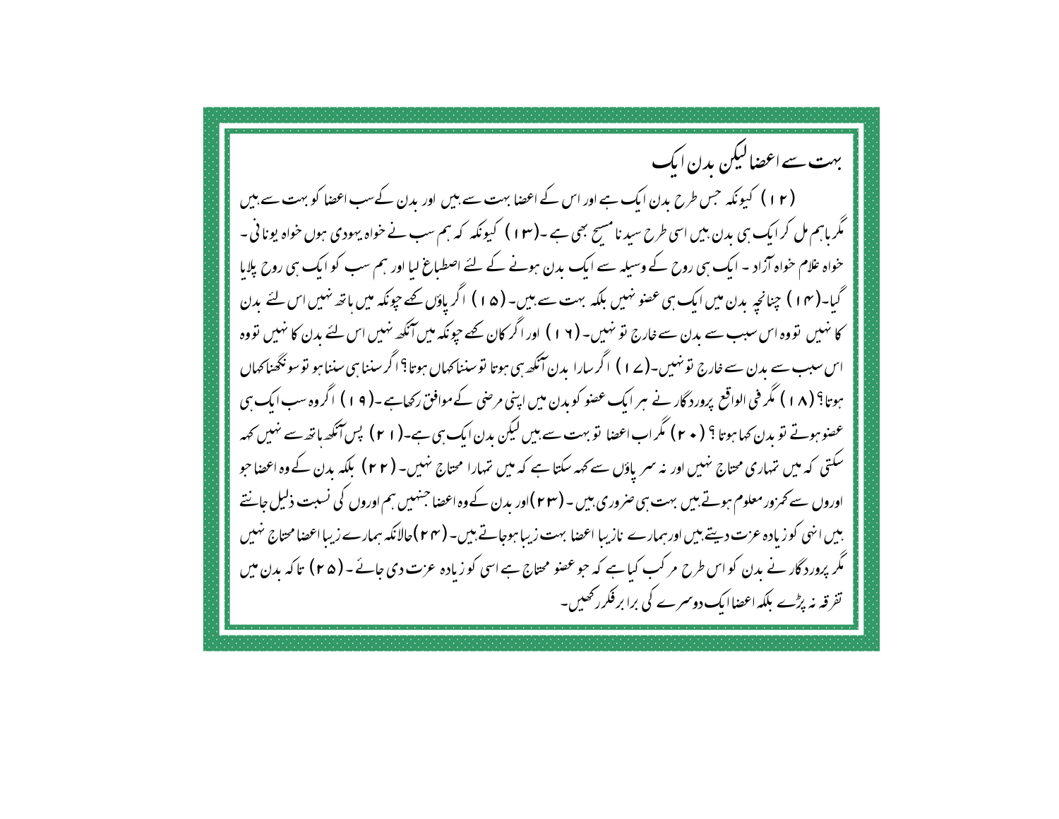## بہت سے اعضا لیکن بدن ایک

(۱۲) کیونکہ جس طرح بدن ایک ہے اور اس کے اعضا بہت سے ہیں اور بدن کے سب اعضا گو بہت سے ہیں مگر باہم مل کر ایک ہی بدن ہیں اسی طرح سیدنا مسیح بھی ہے ۔(۱۳) کیونکہ کہ ہم سب نے خواہ یہودی ہوں خواہ یونانی ۔ خواہ غلام خواہ آزاد ۔ ایک ہی روح کے وسیلہ سے ایک بدن ہونے کے لئے اصطباغ لیا اور ہم سب کو ایک ہی روح پلایا گیا۔(۱۴) چنانچہ بدن میں ایک ہی عضو نہیں بلکہ بہت سے ہیں۔ (۱۵) اگر پاؤں کہے چونکہ میں ہاتھ نہیں اس لئے بدن کا نہیں تو وہ اس سبب سے بدن سے خارج تو نہیں۔ (۱۶) اور اگر کان کہے چونکہ میں آنکھ نہیں اس لئے بدن کا نہیں تو وہ اس سبب سے بدن سے خارج تو نہیں۔(۱۷) اگر سارا بدن آنکھ ہی ہوتا تو سننا کہاں ہوتا؟ اگر سننا ہی سننا ہو تو سونگھنا کہاں ہوتا؟ (۱۸) مگر فی الواقع پروردگار نے ہر ایک عضو کو بدن میں اپنی مرضی کے موافق رکھا ہے ۔(۱۹) اگر وہ سب ایک ہی عضو ہوتے تو بدن کہا ہوتا ؟ (۲۰) مگر اب اعضا تو بہت سے ہیں لیکن بدن ایک ہی ہے۔(۲۱) پس آنکھ ہاتھ سے نہیں کہہ سکتی کہ میں تمہاری محتاج نہیں اور نہ سر پاؤں سے کہہ سکتا ہے کہ میں تمہارا محتاج نہیں۔ (۲۲) بلکہ بدن کے وہ اعضا جو اوروں سے کمزور معلوم ہوتے ہیں بہت ہی ضروری ہیں ۔(۲۳)اور بدن کے وہ اعضا جنہیں ہم اوروں کی نسبت ذلیل جانتے ہیں انہی کو زیادہ عزت دیتے ہیں اور ہمارے نازیبا اعضا بہت زیبا ہوجاتے ہیں۔ (۲۴)حالانکہ ہمارے زیبا اعضا محتاج نہیں مگر پروردگار نے بدن کو اس طرح مرکب کیا ہے کہ جو عضو محتاج ہے اسی کو زیادہ عزت دی جائے ۔ (۲۵) تاکہ بدن میں تفرقہ نہ پڑے بلکہ اعضا ایک دوسرے کی برابر فکر رکھیں۔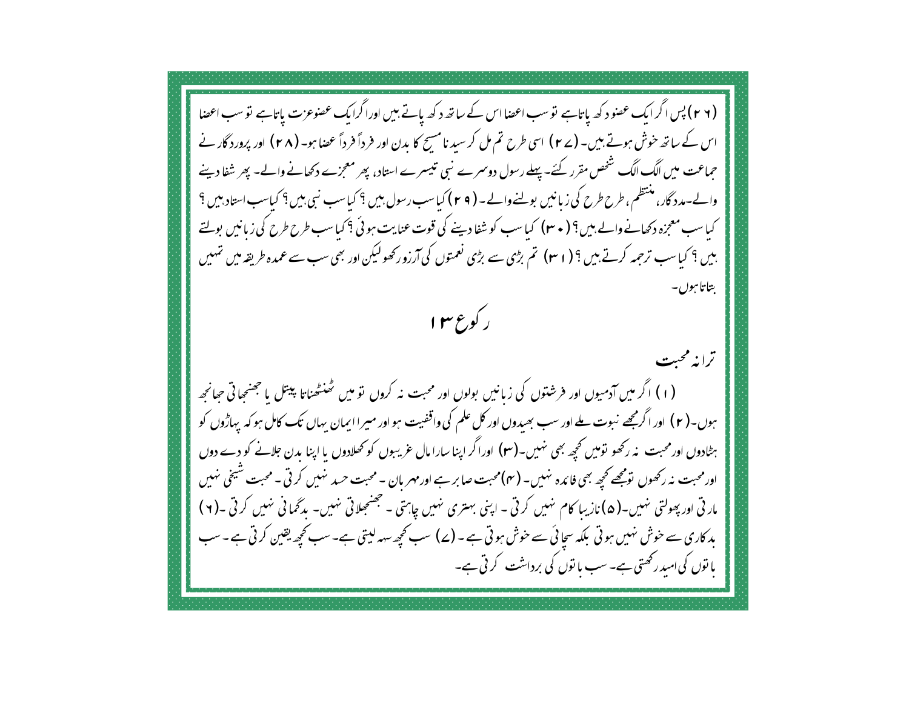(۲۶) پس اگر ایک عضو دکھ پاتاہے تو سب اعضا اس کے ساتھ دکھ پاتے ہیں اور اگر ایک عضو عزت پاتاہے تو سب اعضا اس کے ساتھ خوش ہوتے ہیں۔ (۲۷) اسی طرح تم مل کر سیدنا مسیح کا بدن اور فرداً فرداً عضا ہو۔ (۲۸) اور پروردگار نے جماعت میں الگ الگ شخص مقرر کئے۔ پہلے رسول دوسرے نبی تیسرے استاد، پھر معجزے دکھانے والے۔ پھر شفا دینے والے۔مدد گار، منتظم، طرح طرح کی زبانیں بولنے والے۔ (۲۹) کیاسب رسول ہیں؟ کیا سب نبی ہیں؟ کیاسب استاد ہیں؟ کیا سب معجزہ دکھانے والے ہیں؟ (۳۰) کیا سب کو شفا دینے کی قوت عنایت ہوئی؟ کیا سب طرح طرح کی زبانیں بولتے ہیں؟ کیا سب ترجمہ کرتے ہیں؟ (۳۱) تم بڑی سے بڑی نعمتوں کی آرزو رکھو لیکن اور بھی سب سے عمدہ طریقہ میں تمہیں بتاتا ہوں۔

## رکوع ۱۳

### ترانہ محبت

(۱) اگر میں آدمیوں اور فرشتوں کی زبانیں بولوں اور محبت نہ کروں تو میں ٹھنٹھناتا پیتل یا جھنجھاتی جھانجھ ہوں۔(۲) اور اگر مجھے نبوت ملے اور سب بھیدوں اور کل علم کی واقفیت ہو اور میرا ایمان یہاں تک کامل ہو کہ پہاڑوں کو ہٹادوں اور محبت نہ رکھو تو میں کچھ بھی نہیں۔(۳) اور اگر اپنا سارا مال غریبوں کو کھلادوں یا اپنا بدن جلانے کو دے دوں اور محبت نہ رکھوں تو مجھے کچھ بھی فائدہ نہیں۔ (۴) محبت صابر ہے اور مہربان ۔ محبت حسد نہیں کرتی ۔ محبت شیخی نہیں مارتی اور پھولتی نہیں۔(۵) نازیبا کام نہیں کرتی ۔ اپنی بہتری نہیں چاہتی ۔ جھنجھلاتی نہیں۔ بدگمانی نہیں کرتی ۔(۶) بدکاری سے خوش نہیں ہوتی بلکہ سچائی سے خوش ہوتی ہے ۔ (۷) سب کچھ سہہ لیتی ہے۔ سب کچھ یقین کرتی ہے ۔ سب باتوں کی امید رکھتی ہے۔ سب باتوں کی برداشت کرتی ہے۔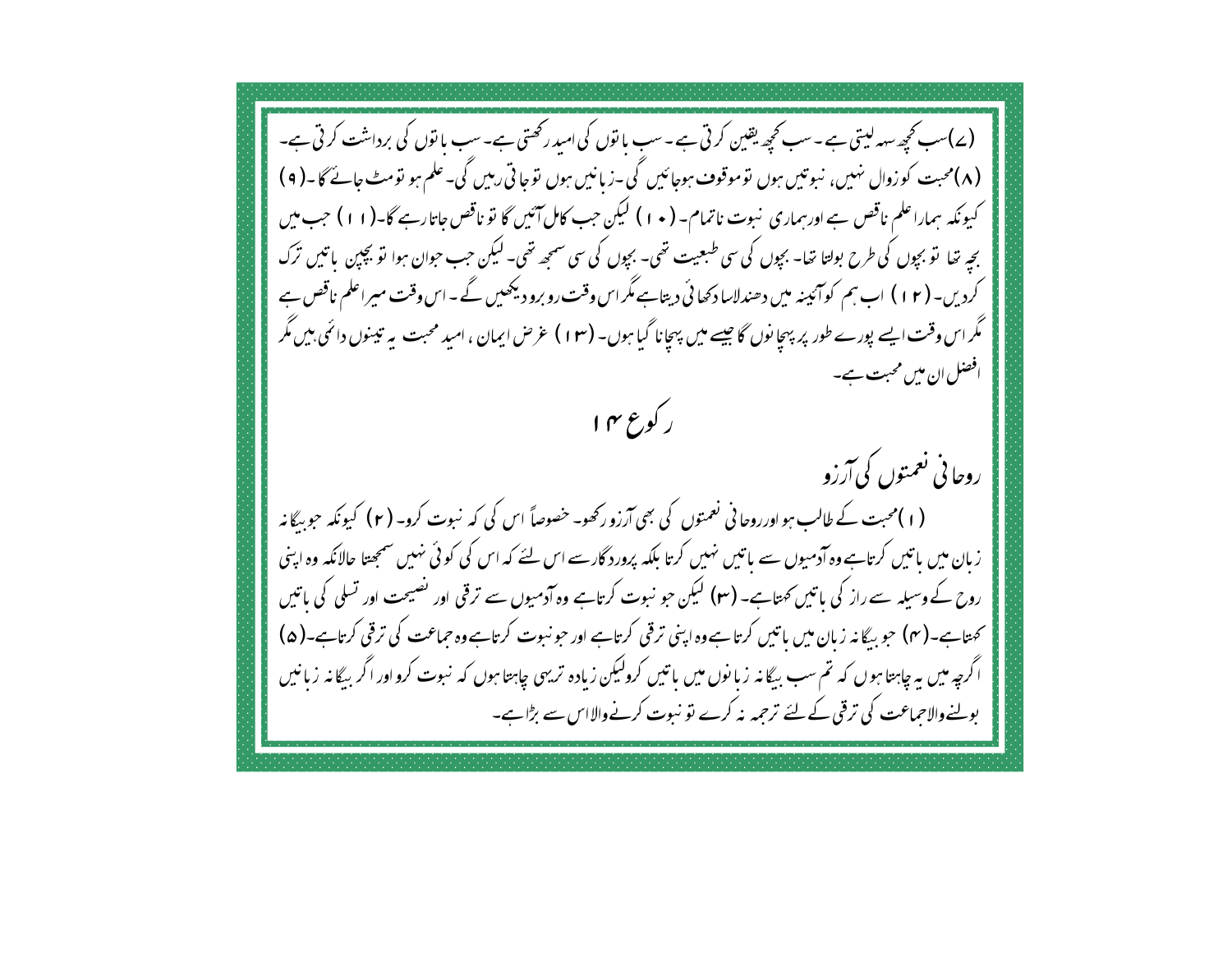(۷)سب کچھ سہہ لیتی ہے۔ سب کچھ یقین کرتی ہے۔ سب باتوں کی امید رکھتی ہے۔ سب باتوں کی برداشت کرتی ہے۔ (۸)محبت کو زوال نہیں، نبوتیں ہوں تو موقوف ہوجائیں گی ۔زبانیں ہوں تو جاتی رہیں گی۔ علم ہو تو مٹ جائے گا ۔(۹) کیونکہ ہمارا علم ناقص ہے اور ہماری نبوت ناتمام۔ (۱۰) لیکن جب کامل آئیں گا تو ناقص جاتا رہے گا۔(۱۱) جب میں بچہ تھا تو بچوں کی طرح بولتا تھا۔ بچوں کی سی طبعیت تھی۔ بچوں کی سی سمجھ تھی۔ لیکن جب جوان ہوا تو بچپن باتیں ترک کردیں۔ (۱۲) اب ہم کو آئینہ میں دھندلاسا دکھائی دیتاہے مگر اس وقت روبرو دیکھیں گے ۔ اس وقت میرا علم ناقص ہے مگر اس وقت ایسے پورے طور پر پہچانوں گا جیسے میں پہچانا گیا ہوں۔ (۱۳) غرض ایمان ، امید محبت یہ تینوں دائمی ہیں مگر افضل ان میں محبت ہے۔

## رکوع ۱۴

### روحانی نعمتوں کی آرزو

(۱)محبت کے طالب ہو اورروحانی نعمتوں کی بھی آرزو رکھو۔ خصوصاً اس کی کہ نبوت کرو۔ (۲) کیونکہ جوبیگانہ زبان میں باتیں کرتاہے وہ آدمیوں سے باتیں نہیں کرتا بلکہ پروردگارسے اس لئے کہ اس کی کوئی نہیں سمجھتا حالانکہ وہ اپنی روح کے وسیلہ سے راز کی باتیں کہتاہے۔ (۳) لیکن جو نبوت کرتاہے وہ آدمیوں سے ترقی اور نصیحت اور تسلی کی باتیں کہتاہے۔(۴) جو بیگانہ زبان میں باتیں کرتا ہے وہ اپنی ترقی کرتاہے اور جونبوت کرتاہے وہ جماعت کی ترقی کرتاہے۔(۵) اگرچہ میں یہ چاہتا ہوں کہ تم سب بیگانہ زبانوں میں باتیں کرولیکن زیادہ تریہی چاہتا ہوں کہ نبوت کرو اور اگر بیگانہ زبانیں بولنے والاجماعت کی ترقی کے لئے ترجمہ نہ کرے تو نبوت کرنے والااس سے بڑاہے۔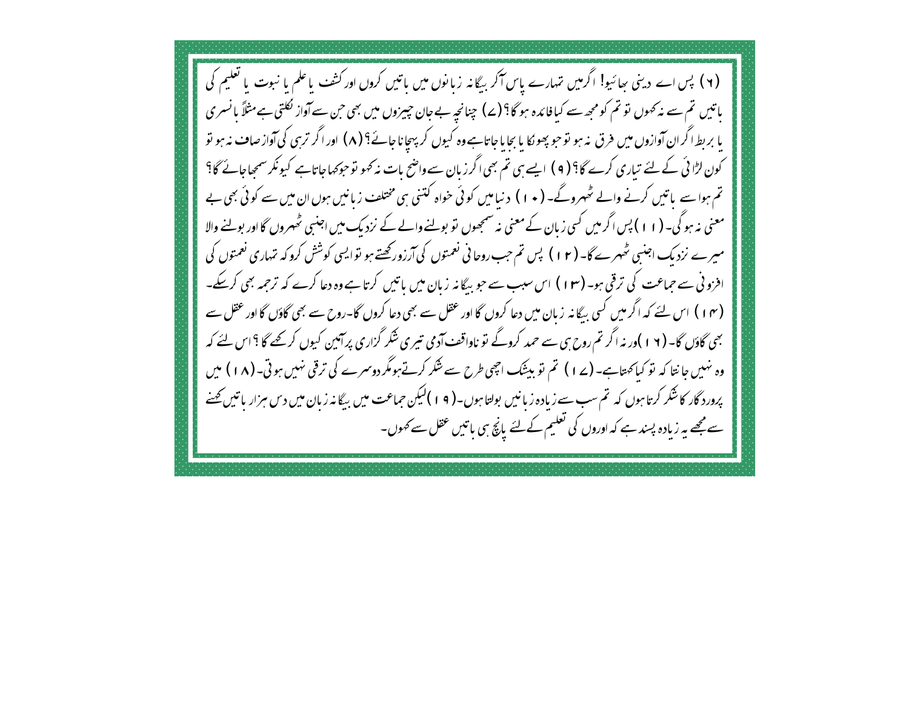(٦) پس اے دینی بھائیو! اگر میں تمہارے پاس آکر بیگانہ زبانوں میں باتیں کروں اور کشف یا علم یا نبوت یا تعلیم کی باتیں تم سے نہ کہوں تو تم کو مجھ سے کیا فائدہ ہوگا؟ (٧) چنانچہ بے جان چیزوں میں بھی جن سے آواز نکلتی ہے مثلاً بانسری یا بربط اگر ان آوازوں میں فرق نہ ہو تو جو پھونکا یا بجایا جاتا ہے وہ کیوں کر پہچانا جائے؟ (٨) اور اگر ترہی کی آواز صاف نہ ہو تو کون لڑائی کے لئے تیاری کرے گا؟ (٩) ایسے ہی تم بھی اگر زبان سے واضح بات نہ کہو تو جو کہا جاتا ہے کیونکر سمجھا جائے گا؟ تم ہوا سے باتیں کرنے والے ٹھہروگے۔ (١٠) دنیا میں کوئی خواہ کتنی ہی مختلف زبانیں ہوں ان میں سے کوئی بھی بے معنی نہ ہوگی۔ (١١) پس اگر میں کسی زبان کے معنی نہ سمجھوں تو بولنے والے کے نزدیک میں اجنبی ٹھہروں گا اور بولنے والا میرے نزدیک اجنبی ٹھہرے گا۔ (١٢) پس تم جب روحانی نعمتوں کی آرزو رکھتے ہو تو ایسی کوشش کرو کہ تمہاری نعمتوں کی افزونی سے جماعت کی ترقی ہو۔ (١٣) اس سبب سے جو بیگانہ زبان میں باتیں کرتا ہے وہ دعا کرے کہ ترجمہ بھی کر سکے۔ (١٤) اس لئے کہ اگر میں کسی بیگانہ زبان میں دعا کروں گا اور عقل سے بھی دعا کروں گا۔ روح سے بھی گاؤں گا اور عقل سے بھی گاؤں گا۔ (١٦) ورنہ اگر تم روح ہی سے حمد کروگے تو ناواقف آدمی تیری شکر گزاری پر آمین کیوں کر کہے گا؟ اس لئے کہ وہ نہیں جانتا کہ تو کیا کہتا ہے۔ (١٧) تم تو بیشک اچھی طرح سے شکر کرتے ہو مگر دوسرے کی ترقی نہیں ہوتی۔ (١٨) میں پروردگار کا شکر کرتا ہوں کہ تم سب سے زیادہ زبانیں بولتا ہوں۔ (١٩) لیکن جماعت میں بیگانہ زبان میں دس ہزار باتیں کہنے سے مجھے یہ زیادہ پسند ہے کہ اوروں کی تعلیم کے لئے پانچ ہی باتیں عقل سے کہوں۔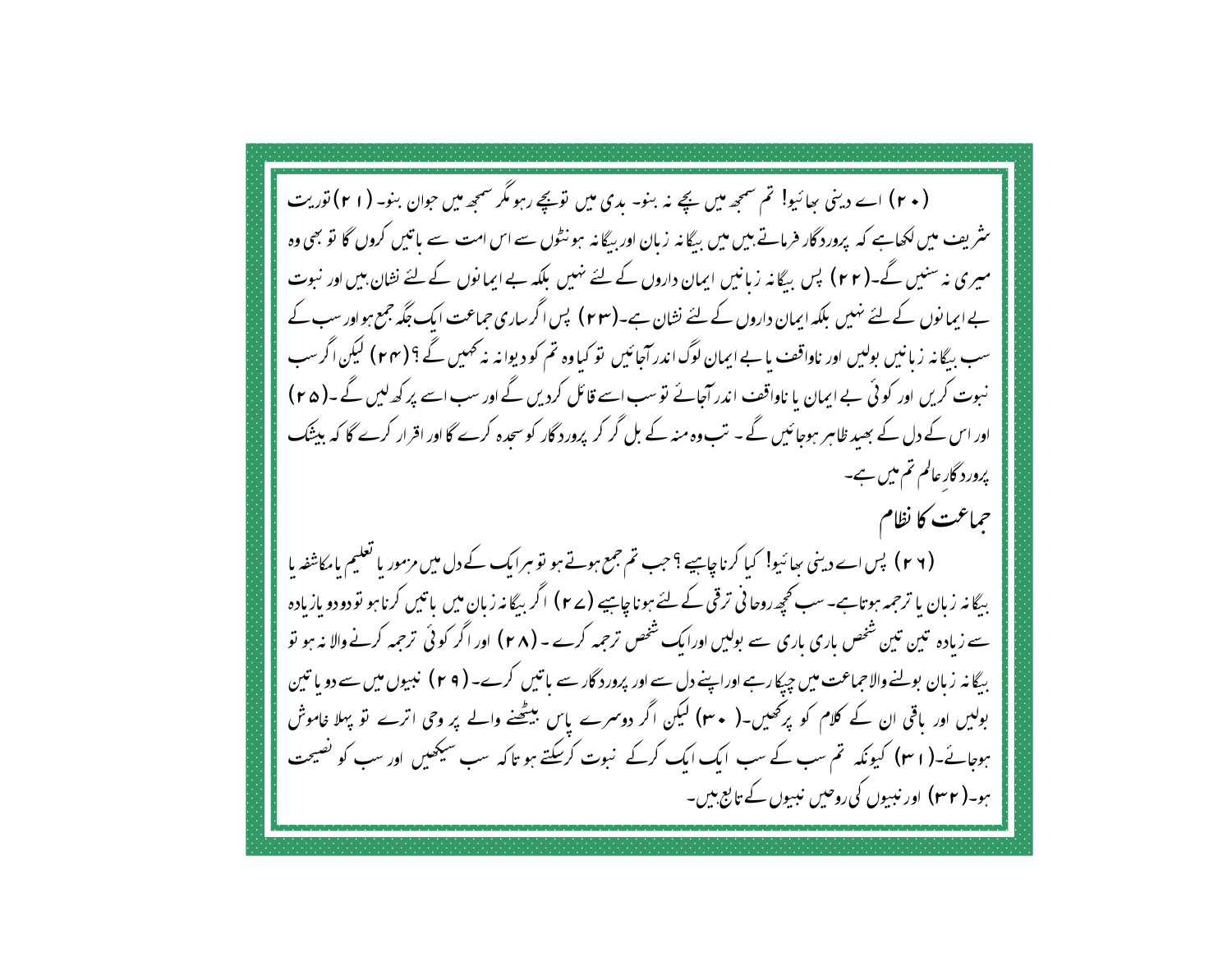(۲۰) اے دینی بھائیو! تم سمجھ میں بچے نہ بنو۔ بدی میں تو بچے رہو مگر سمجھ میں جوان بنو۔ (۲۱) توریت شریف میں لکھا ہے کہ پروردگار فرماتے ہیں میں بیگانہ زبان اور بیگانہ ہونٹوں سے اس امت سے باتیں کروں گا تو بھی وہ میری نہ سنیں گے۔(۲۲) پس بیگانہ زبانیں ایمان داروں کے لئے نہیں بلکہ بے ایمانوں کے لئے نشان ہیں اور نبوت بے ایمانوں کے لئے نہیں بلکہ ایمان داروں کے لئے نشان ہے۔(۲۳) پس اگر ساری جماعت ایک جگہ جمع ہو اور سب کے سب بیگانہ زبانیں بولیں اور ناواقف یا بے ایمان لوگ اندر آجائیں تو کیا وہ تم کو دیوانہ نہ کہیں گے؟ (۲۴) لیکن اگر سب نبوت کریں اور کوئی بے ایمان یا ناواقف اندر آجائے تو سب اسے قائل کردیں گے اور سب اسے پرکھ لیں گے ۔(۲۵) اور اس کے دل کے بھید ظاہر ہوجائیں گے ۔ تب وہ منہ کے بل گر کر پروردگار کو سجدہ کرے گا اور اقرار کرے گا کہ بیشک پروردگارِ عالم تم میں ہے۔

## جماعت کا نظام

(۲۶) پس اے دینی بھائیو! کیا کرنا چاہیے؟ جب تم جمع ہوتے ہو تو ہر ایک کے دل میں مزمور یا تعلیم یا مکاشفہ یا بیگانہ زبان یا ترجمہ ہوتا ہے۔ سب کچھ روحانی ترقی کے لئے ہونا چاہیے (۲۷) اگر بیگانہ زبان میں باتیں کرنا ہو تو دو دو یا زیادہ سے زیادہ تین تین شخص باری باری سے بولیں اور ایک شخص ترجمہ کرے ۔ (۲۸) اور اگر کوئی ترجمہ کرنے والا نہ ہو تو بیگانہ زبان بولنے والا جماعت میں چپکا رہے اور اپنے دل سے اور پروردگار سے باتیں کرے۔ (۲۹) نبیوں میں سے دو یا تین بولیں اور باقی ان کے کلام کو پرکھیں۔(۳۰) لیکن اگر دوسرے پاس بیٹھنے والے پر وحی اترے تو پہلا خاموش ہوجائے۔(۳۱) کیونکہ تم سب کے سب ایک ایک کرکے نبوت کرسکتے ہو تاکہ سب سیکھیں اور سب کو نصیحت ہو۔(۳۲) اور نبیوں کی روحیں نبیوں کے تابع ہیں۔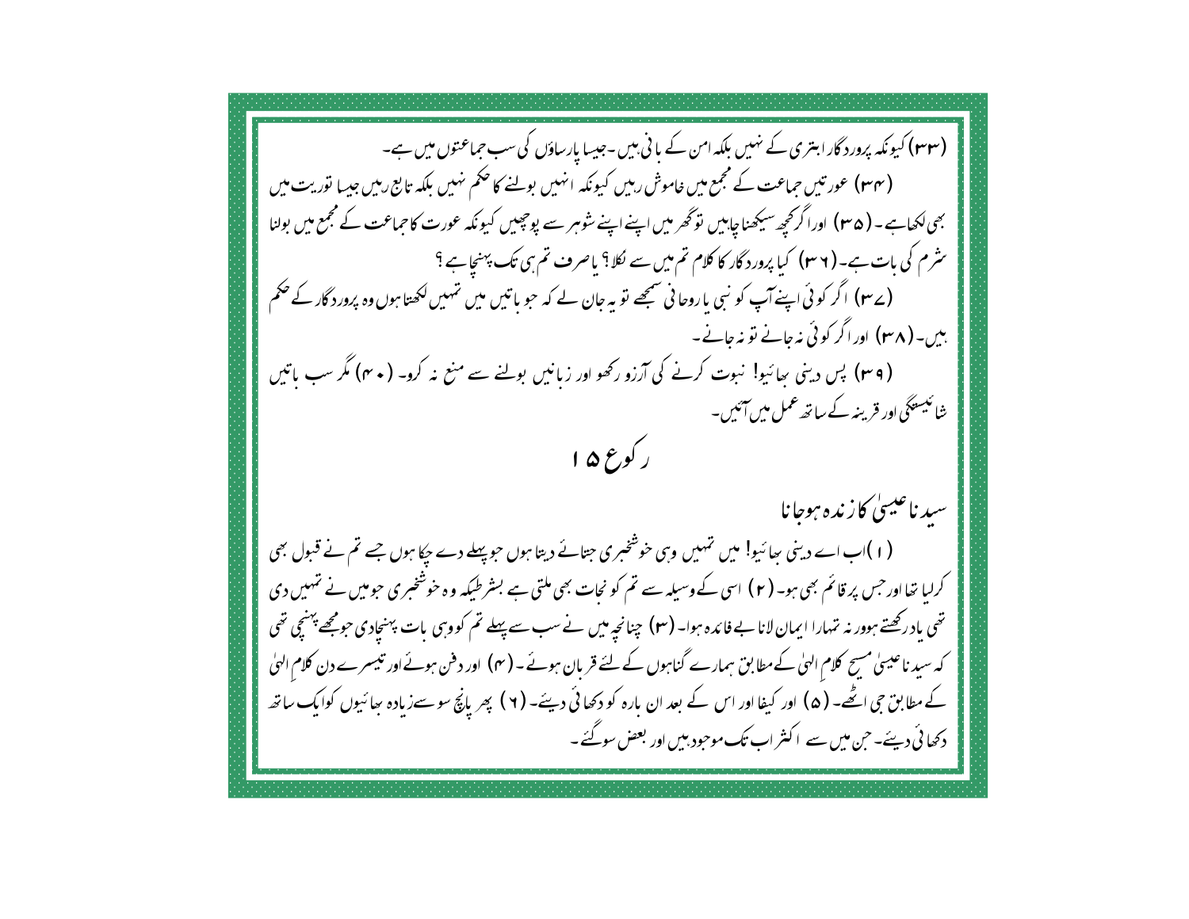(۳۳) کیونکہ پروردگار ابتری کے نہیں بلکہ امن کے بانی ہیں۔جیسا پارساؤں کی سب جماعتوں میں ہے۔

(۳۴) عورتیں جماعت کے مجمع میں خاموش رہیں کیونکہ انہیں بولنے کا حکم نہیں بلکہ تابع رہیں جیسا توریت میں بھی لکھاہے۔ (۳۵) اور اگر کچھ سیکھنا چاہیں تو گھر میں اپنے اپنے شوہر سے پوچھیں کیونکہ عورت کا جماعت کے مجمع میں بولنا شرم کی بات ہے۔ (۳۶) کیا پروردگار کا کلام تم میں سے نکلا؟ یا صرف تم ہی تک پہنچاہے ؟

(۳۷) اگر کوئی اپنے آپ کو نبی یا روحانی سمجھے تو یہ جان لے کہ جو باتیں میں تمہیں لکھتا ہوں وہ پروردگار کے حکم ہیں۔ (۳۸) اور اگر کوئی نہ جانے تو نہ جانے۔

(۳۹) پس دینی بھائیو! نبوت کرنے کی آرزو رکھو اور زبانیں بولنے سے منع نہ کرو۔ (۴۰) مگر سب باتیں شائستگی اور قرینہ کے ساتھ عمل میں آئیں۔

## رکوع ۱۵

### سیدنا عیسیٰ کا زندہ ہوجانا

(۱) اب اے دینی بھائیو! میں تمہیں وہی خوشخبری جتائے دیتا ہوں جو پہلے دے چکا ہوں جسے تم نے قبول بھی کرلیا تھا اور جس پر قائم بھی ہو۔ (۲) اسی کے وسیلہ سے تم کو نجات بھی ملتی ہے بشرطیکہ وہ خوشخبری جو میں نے تمہیں دی تھی یاد رکھتے ہو ورنہ تمہارا ایمان لانا بے فائدہ ہوا۔ (۳) چنانچہ میں نے سب سے پہلے تم کو وہی بات پہنچادی جو مجھے پہنچی تھی کہ سیدنا عیسیٰ مسیح کلامِ الہیٰ کے مطابق ہمارے گناہوں کے لئے قربان ہوئے۔ (۴) اور دفن ہوئے اور تیسرے دن کلامِ الہیٰ کے مطابق جی اٹھے۔ (۵) اور کیفا اور اس کے بعد ان بارہ کو دکھائی دیئے۔ (۶) پھر پانچ سو سے زیادہ بھائیوں کو ایک ساتھ دکھائی دیئے۔ جن میں سے اکثر اب تک موجود ہیں اور بعض سوگئے۔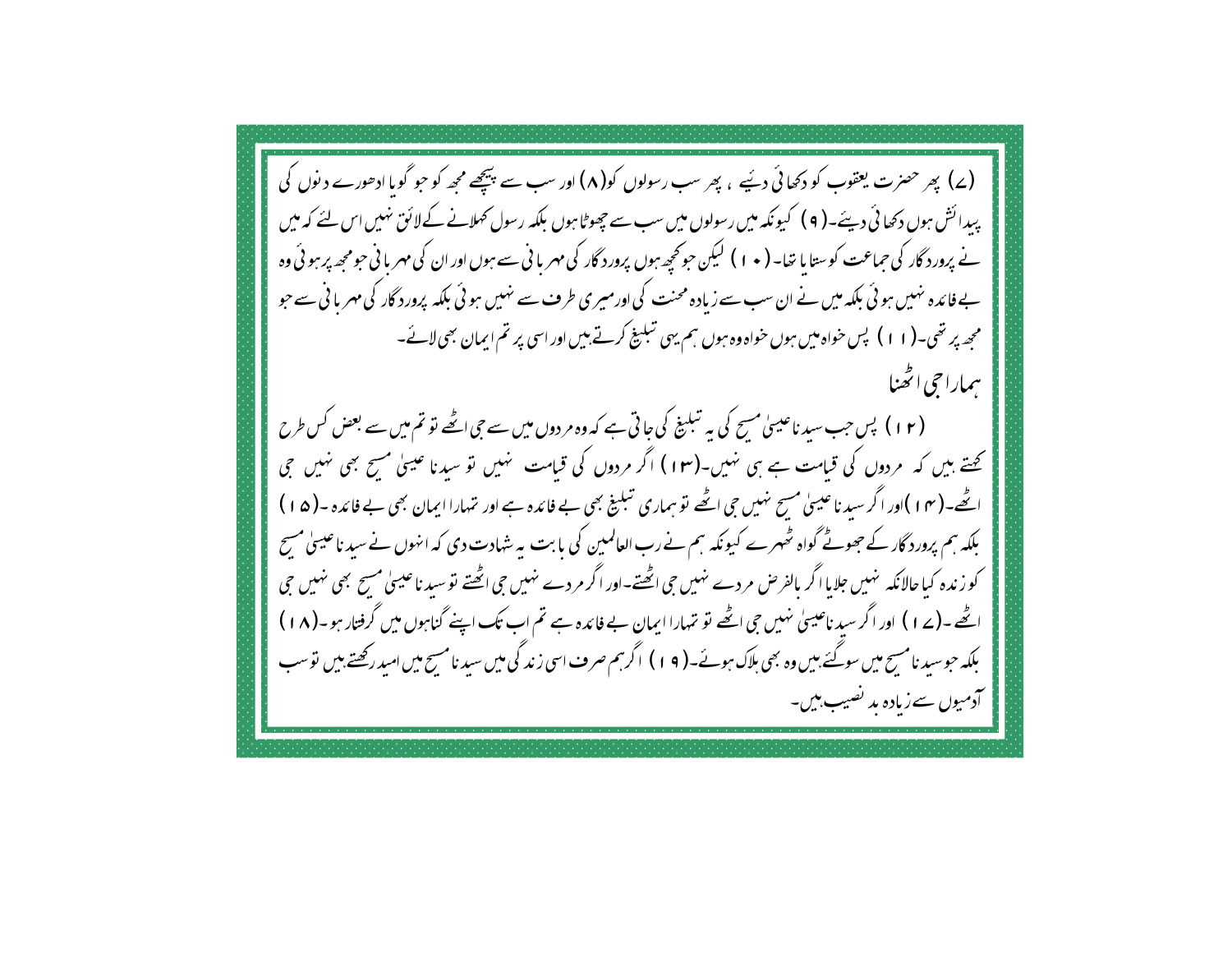(۷) پھر حضرت یعقوب کو دکھائی دیئے ، پھر سب رسولوں کو(۸) اور سب سے پیچھے مجھ کو جو گویا ادھورے دنوں کی پیدائش ہوں دکھائی دیئے۔(۹) کیونکہ میں رسولوں میں سب سے چھوٹا ہوں بلکہ رسول کہلانے کے لائق نہیں اس لئے کہ میں نے پروردگار کی جماعت کو ستایا تھا۔(۱۰) لیکن جو کچھ ہوں پروردگار کی مہربانی سے ہوں اور ان کی مہربانی جو مجھ پر ہوئی وہ بے فائدہ نہیں ہوئی بلکہ میں نے ان سب سے زیادہ محنت کی اور میری طرف سے نہیں ہوئی بلکہ پروردگار کی مہربانی سے جو مجھ پر تھی۔(۱۱) پس خواہ میں ہوں خواہ وہ ہوں ہم یہی تبلیغ کرتے ہیں اور اسی پر تم ایمان بھی لائے۔

## ہمارا جی اٹھنا

(۱۲) پس جب سیدنا عیسیٰ مسیح کی یہ تبلیغ کی جاتی ہے کہ وہ مردوں میں سے جی اٹھے تو تم میں سے بعض کس طرح کہتے ہیں کہ مردوں کی قیامت ہے ہی نہیں۔(۱۳) اگر مردوں کی قیامت نہیں تو سیدنا عیسیٰ مسیح بھی نہیں جی اٹھے۔(۱۴)اور اگر سیدنا عیسیٰ مسیح نہیں جی اٹھے تو ہماری تبلیغ بھی بے فائدہ ہے اور تمہارا ایمان بھی بے فائدہ ۔(۱۵) بلکہ ہم پروردگار کے جھوٹے گواہ ٹھہرے کیونکہ ہم نے رب العالمین کی بابت یہ شہادت دی کہ انہوں نے سیدنا عیسیٰ مسیح کو زندہ کیا حالانکہ نہیں جلایا اگر بالفرض مردے نہیں جی اٹھتے۔اور اگر مردے نہیں جی اٹھتے تو سیدنا عیسیٰ مسیح بھی نہیں جی اٹھے ۔(۱۷) اور اگر سیدنا عیسیٰ نہیں جی اٹھے تو تمہارا ایمان بے فائدہ ہے تم اب تک اپنے گناہوں میں گرفتار ہو ۔(۱۸) بلکہ جو سیدنا مسیح میں سو گئے ہیں وہ بھی ہلاک ہوئے۔(۱۹) اگر ہم صرف اسی زندگی میں سیدنا مسیح میں امید رکھتے ہیں تو سب آدمیوں سے زیادہ بد نصیب ہیں۔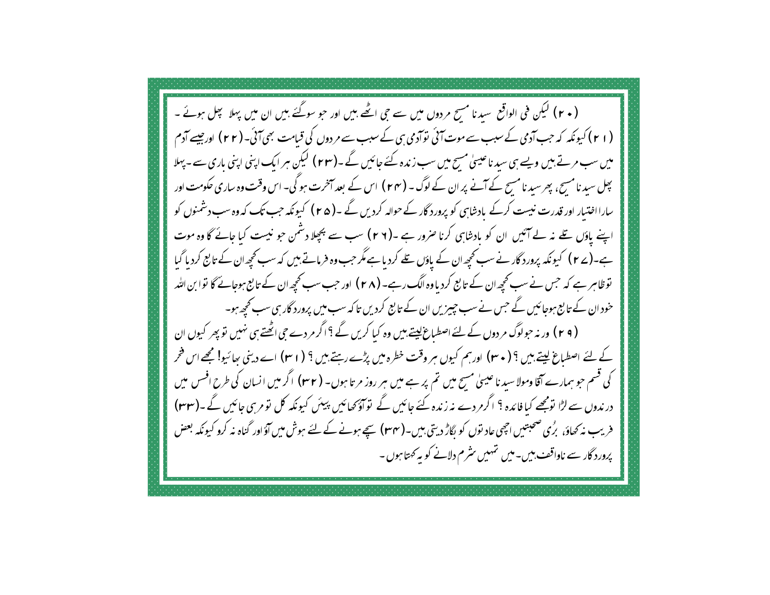(۲۰) لیکن فی الواقع سیدنا مسیح مردوں میں سے جی اٹھے ہیں اور جو سوگئے ہیں ان میں پہلا پھل ہوئے ۔ (۲۱) کیونکہ کہ جب آدمی کے سبب سے موت آئی تو آدمی ہی کے سبب سے مردوں کی قیامت بھی آئی۔ (۲۲) اور جیسے آدم میں سب مرتے ہیں ویسے ہی سیدنا عیسیٰ مسیح میں سب زندہ کئے جائیں گے ۔ (۲۳) لیکن ہر ایک اپنی اپنی باری سے ۔پہلا پھل سیدنا مسیح، پھر سیدنا مسیح کے آنے پر ان کے لوگ ۔ (۲۴) اس کے بعد آخرت ہوگی۔ اس وقت وہ ساری حکومت اور سارا اختیار اور قدرت نیست کرکے بادشاہی کو پروردگار کے حوالہ کردیں گے ۔ (۲۵) کیونکہ جب تک کہ وہ سب دشمنوں کو اپنے پاؤں تلے نہ لے آئیں ان کو بادشاہی کرنا ضرور ہے ۔ (۲۶) سب سے پچھلا دشمن جو نیست کیا جائے گا وہ موت ہے۔ (۲۷) کیونکہ پروردگار نے سب کچھ ان کے پاؤں تلے کردیا ہے مگر جب وہ فرماتے ہیں کہ سب کچھ ان کے تابع کردیا گیا تو ظاہر ہے کہ جس نے سب کچھ ان کے تابع کردیا وہ الگ رہے۔ (۲۸) اور جب سب کچھ ان کے تابع ہوجائے گا تو ابن اللہ خود ان کے تابع ہوجائیں گے جس نے سب چیزیں ان کے تابع کردیں تاکہ سب میں پروردگار ہی سب کچھ ہو۔

(۲۹) ورنہ جو لوگ مردوں کے لئے اصطباغ لیتے ہیں وہ کیا کریں گے ؟ اگر مردے جی اٹھتے ہی نہیں تو پھر کیوں ان کے لئے اصطباغ لیتے ہیں ؟ (۳۰) اور ہم کیوں ہر وقت خطرہ میں پڑے رہتے ہیں ؟ (۳۱) اے دینی بھائیو! مجھے اس فخر کی قسم جو ہمارے آقا و مولا سیدنا عیسیٰ مسیح میں تم پر ہے میں ہر روز مرتا ہوں۔ (۳۲) اگر میں انسان کی طرح افسس میں درندوں سے لڑا تو مجھے کیا فائدہ ؟ اگر مردے نہ زندہ کئے جائیں گے تو آؤ کھائیں پیئں کیونکہ کل تو مر ہی جائیں گے ۔ (۳۳) فریب نہ کھاؤ، بُری صحبتیں اچھی عادتوں کو بگاڑ دیتی ہیں۔ (۳۴) سچے ہونے کے لئے ہوش میں آؤ اور گناہ نہ کرو کیونکہ بعض پروردگار سے ناواقف ہیں۔ میں تمہیں شرم دلانے کو یہ کہتا ہوں ۔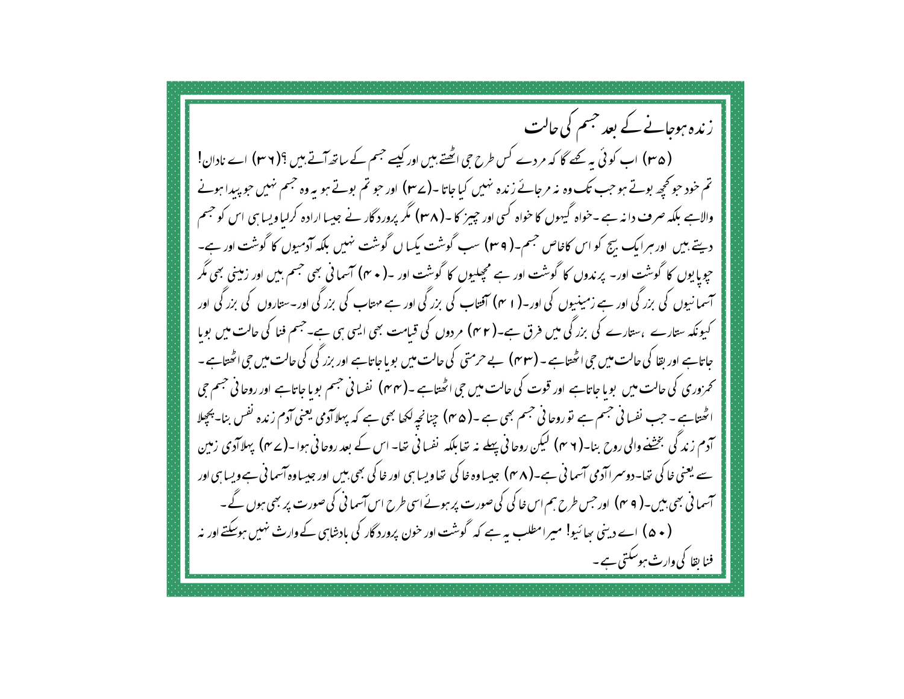## زندہ ہوجانے کے بعد جسم کی حالت

(۳۵) اب کوئی یہ کہے گا کہ مردے کس طرح جی اٹھتے ہیں اور کیسے جسم کے ساتھ آتے ہیں؟(۳۶) اے نادان! تم خود جو کچھ بوتے ہو جب تک وہ نہ مرجائے زندہ نہیں کیا جاتا۔(۳۷) اور جو تم بوتے ہو یہ وہ جسم نہیں جو پیدا ہونے والاہے بلکہ صرف دانہ ہے۔خواہ گیہوں کا خواہ کسی اور چیز کا۔(۳۸) مگر پروردگار نے جیسا ارادہ کرلیا ویسا ہی اس کو جسم دیتے ہیں اور ہر ایک بیج کو اس کا خاص جسم۔(۳۹) سب گوشت یکساں گوشت نہیں بلکہ آدمیوں کا گوشت اور ہے۔ چوپایوں کا گوشت اور۔ پرندوں کا گوشت اور ہے مچھلیوں کا گوشت اور۔(۴۰) آسمانی بھی جسم ہیں اور زمینی بھی مگر آسمانیوں کی بزرگی اور ہے زمینیوں کی اور۔(۴۱) آفتاب کی بزرگی اور ہے مہتاب کی بزرگی اور۔ستاروں کی بزرگی اور کیونکہ ستارے ،ستارے کی بزرگی میں فرق ہے۔(۴۲) مردوں کی قیامت بھی ایسی ہی ہے۔جسم فنا کی حالت میں بویا جاتاہے اور بقا کی حالت میں جی اٹھتاہے۔(۴۳) بے حرمتی کی حالت میں بویا جاتاہے اور بزرگی کی حالت میں جی اٹھتاہے۔ کمزوری کی حالت میں بویا جاتاہے اور قوت کی حالت میں جی اٹھتاہے۔(۴۴) نفسانی جسم بویا جاتاہے اور روحانی جسم جی اٹھتاہے۔جب نفسانی جسم ہے تو روحانی جسم بھی ہے۔(۴۵) چنانچہ لکھا بھی ہے کہ پہلا آدمی یعنی آدم زندہ نفس بنا۔پچھلا آدم زندگی بخشنے والی روح بنا۔(۴۶) لیکن روحانی پہلے نہ تھا بلکہ نفسانی تھا۔ اس کے بعد روحانی ہوا۔(۴۷) پہلا آدمی زمین سے یعنی خاکی تھا۔دوسرا آدمی آسمانی ہے۔(۴۸) جیسا وہ خاکی تھا ویسا ہی اور خاکی بھی ہیں اور جیسا وہ آسمانی ہے ویسا ہی اور آسمانی بھی ہیں۔(۴۹) اور جس طرح ہم اس خاکی کی صورت پر ہوئے اسی طرح اس آسمانی کی صورت پر بھی ہوں گے۔

(۵۰) اے دینی بھائیو! میرا مطلب یہ ہے کہ گوشت اور خون پروردگار کی بادشاہی کے وارث نہیں ہوسکتے اور نہ فنا بقا کی وارث ہوسکتی ہے۔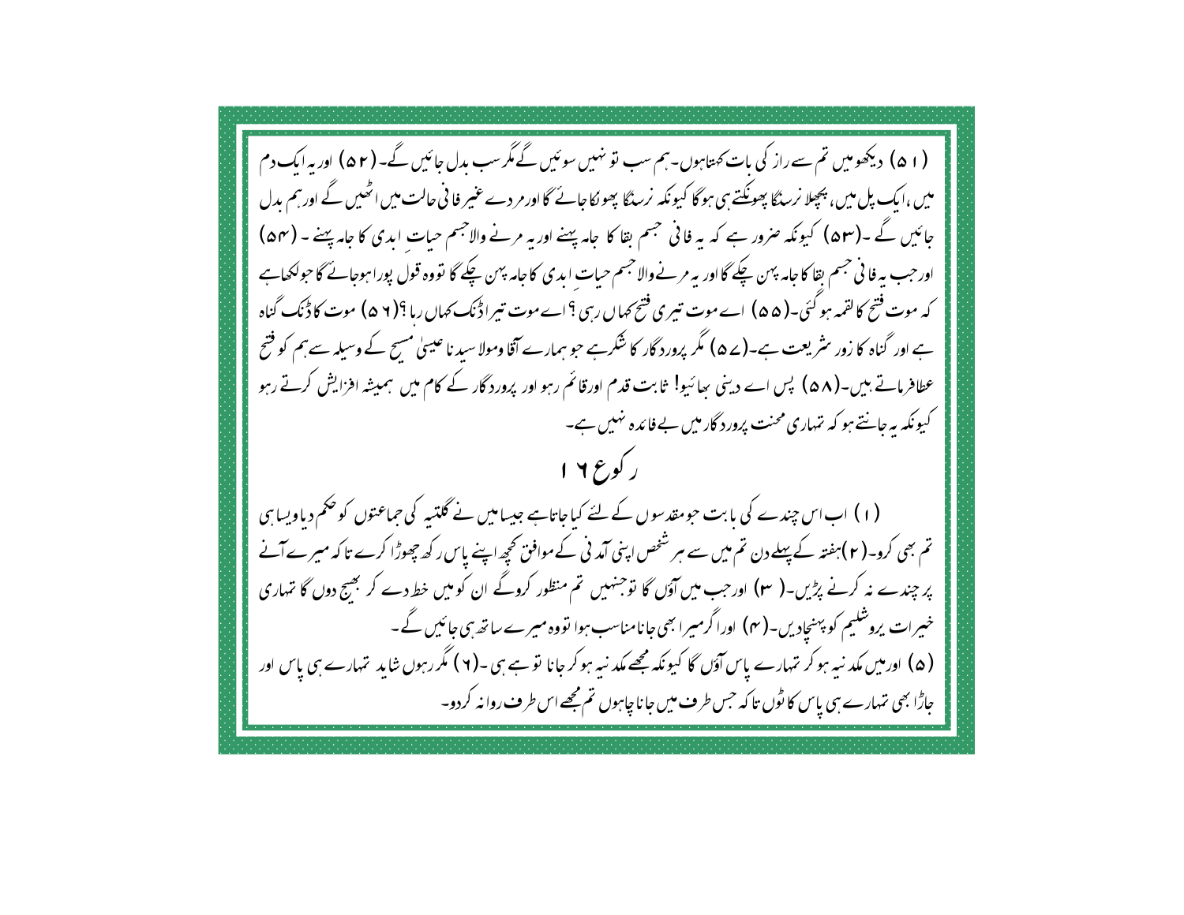(۵۱) دیکھو میں تم سے راز کی بات کہتاہوں۔ ہم سب تو نہیں سوئیں گے مگر سب بدل جائیں گے۔ (۵۲) اور یہ ایک دم میں ،ایک پل میں، پچھلا نرسنگا پھونکتے ہی ہوگا کیونکہ نرسنگا پھونکا جائے گا اور مردے غیر فانی حالت میں اٹھیں گے اور ہم بدل جائیں گے ۔(۵۳) کیونکہ ضرور ہے کہ یہ فانی جسم بقا کا جامہ پہنے اور یہ مرنے والا جسم حیاتِ ابدی کا جامہ پہنے ۔ (۵۴) اور جب یہ فانی جسم بقا کا جامہ پہن چکے گا اور یہ مرنے والا جسم حیاتِ ابدی کا جامہ پہن چکے گا تو وہ قول پورا ہوجائے گا جو لکھاہے کہ موت فتح کا لقمہ ہو گئی۔(۵۵) اے موت تیری فتح کہاں رہی ؟ اے موت تیرا ڈنک کہاں رہا ؟(۵۶) موت کا ڈنک گناہ ہے اور گناہ کا زور شریعت ہے۔(۵۷) مگر پروردگار کا شکر ہے جو ہمارے آقا ومولا سیدنا عیسیٰ مسیح کے وسیلہ سے ہم کو فتح عطا فرماتے ہیں۔(۵۸) پس اے دینی بھائیو! ثابت قدم اور قائم رہو اور پروردگار کے کام میں ہمیشہ افزایش کرتے رہو کیونکہ یہ جانتے ہو کہ تمہاری محنت پروردگار میں بے فائدہ نہیں ہے۔

## رکوع ۱۶

(۱) اب اس چندے کی بابت جو مقدسوں کے لئے کیا جاتاہے جیسا میں نے گلتیہ کی جماعتوں کو حکم دیا ویسا ہی تم بھی کرو۔(۲) ہفتہ کے پہلے دن تم میں سے ہر شخص اپنی آمدنی کے موافق کچھ اپنے پاس رکھ چھوڑا کرے تاکہ میرے آنے پر چندے نہ کرنے پڑیں۔(۳) اور جب میں آؤں گا تو جنہیں تم منظور کروگے ان کو میں خط دے کر بھیج دوں گا تمہاری خیرات یروشلیم کو پہنچادیں۔(۴) اور اگر میرا بھی جانا مناسب ہوا تو وہ میرے ساتھ ہی جائیں گے۔

(۵) اور میں مکدنیہ ہو کر تمہارے پاس آؤں گا کیونکہ مجھے مکدنیہ ہو کر جانا تو ہے ہی ۔(۶) مگر رہوں شاید تمہارے ہی پاس اور جاڑا بھی تمہارے ہی پاس کاٹوں تاکہ جس طرف میں جانا چاہوں تم مجھے اس طرف روانہ کردو۔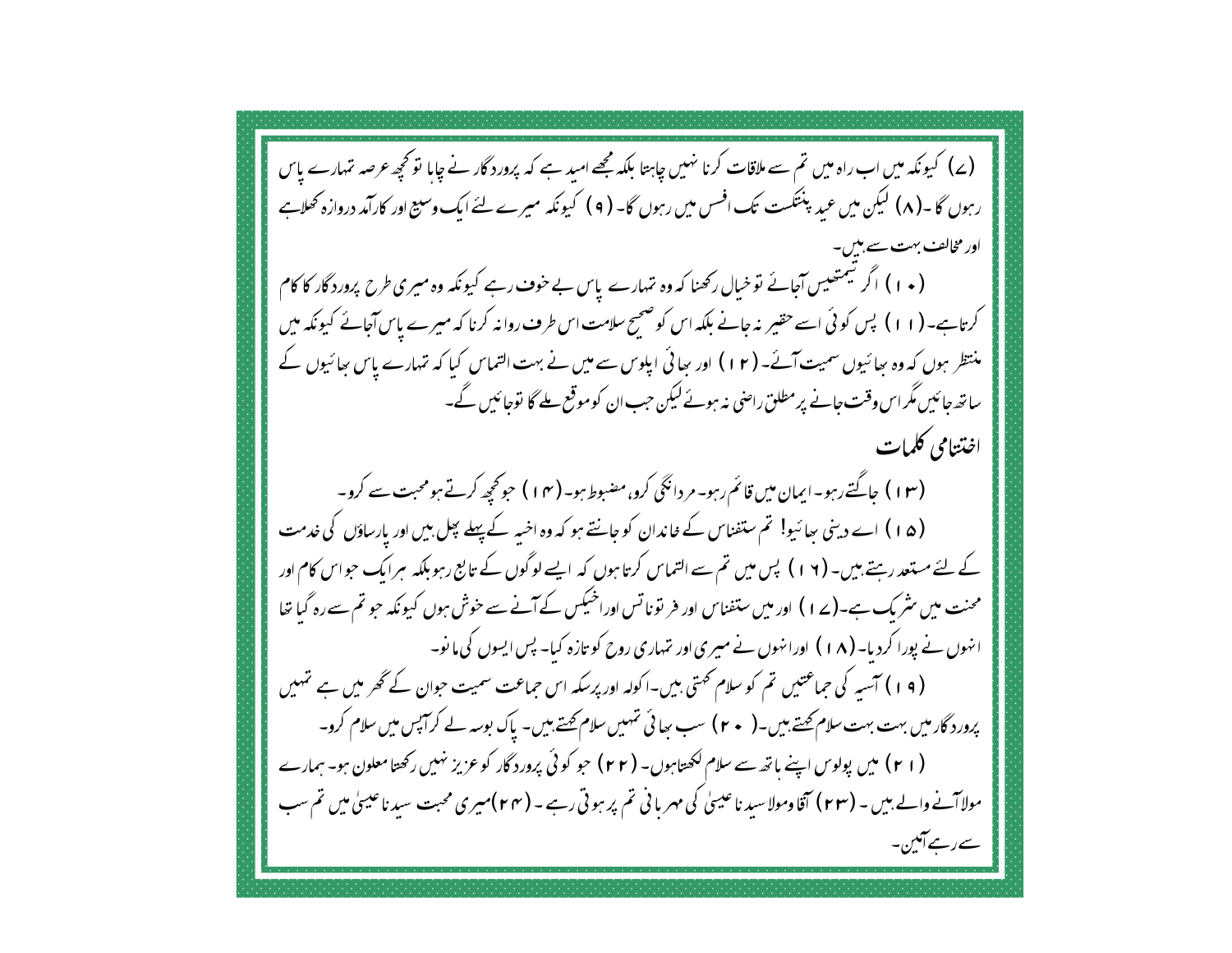(۷) کیونکہ میں اب راہ میں تم سے ملاقات کرنا نہیں چاہتا بلکہ مجھے امید ہے کہ پروردگار نے چاہا تو کچھ عرصہ تمہارے پاس رہوں گا ۔(۸) لیکن میں عید پنتکست تک افسس میں رہوں گا۔ (۹) کیونکہ میرے لئے ایک وسیع اور کارآمد دروازہ کھلا ہے اور مخالف بہت سے ہیں۔

(۱۰) اگر تیمتھیس آجائے تو خیال رکھنا کہ وہ تمہارے پاس بے خوف رہے کیونکہ وہ میری طرح پروردگار کا کام کرتا ہے۔ (۱۱) پس کوئی اسے حقیر نہ جانے بلکہ اس کو صحیح سلامت اس طرف روانہ کرنا کہ میرے پاس آجائے کیونکہ میں منتظر ہوں کہ وہ بھائیوں سمیت آئے۔ (۱۲) اور بھائی اپلوس سے میں نے بہت التماس کیا کہ تمہارے پاس بھائیوں کے ساتھ جائیں مگر اس وقت جانے پر مطلق راضی نہ ہوئے لیکن جب ان کو موقع ملے گا تو جائیں گے۔

## اختتامی کلمات

(۱۳) جاگتے رہو۔ ایمان میں قائم رہو۔ مردانگی کرو، مضبوط ہو۔ (۱۴) جو کچھ کرتے ہو محبت سے کرو۔

(۱۵) اے دینی بھائیو! تم ستفناس کے خاندان کو جانتے ہو کہ وہ اخیہ کے پہلے پھل ہیں اور پارساؤں کی خدمت کے لئے مستعد رہتے ہیں۔ (۱۶) پس میں تم سے التماس کرتا ہوں کہ ایسے لوگوں کے تابع رہو بلکہ ہر ایک جو اس کام اور محنت میں شریک ہے۔(۱۷) اور میں ستفناس اور فرتوناتس اور اخیکس کے آنے سے خوش ہوں کیونکہ جو تم سے رہ گیا تھا انہوں نے پورا کردیا۔ (۱۸) اور انہوں نے میری اور تمہاری روح کو تازہ کیا۔ پس ایسوں کی مانو۔

(۱۹) آسیہ کی جماعتیں تم کو سلام کہتی ہیں۔ اکولہ اور پرسکہ اس جماعت سمیت جو ان کے گھر میں ہے تمہیں پروردگار میں بہت بہت سلام کہتے ہیں۔ (۲۰) سب بھائی تمہیں سلام کہتے ہیں۔ پاک بوسہ لے کر آپس میں سلام کرو۔

(۲۱) میں پولوس اپنے ہاتھ سے سلام لکھتا ہوں۔ (۲۲) جو کوئی پروردگار کو عزیز نہیں رکھتا ملعون ہو۔ ہمارے مولا آنے والے ہیں ۔ (۲۳) آقا و مولا سیدنا عیسیٰ کی مہربانی تم پر ہوتی رہے ۔ (۲۴)میری محبت سیدنا عیسیٰ میں تم سب سے رہے آمین۔